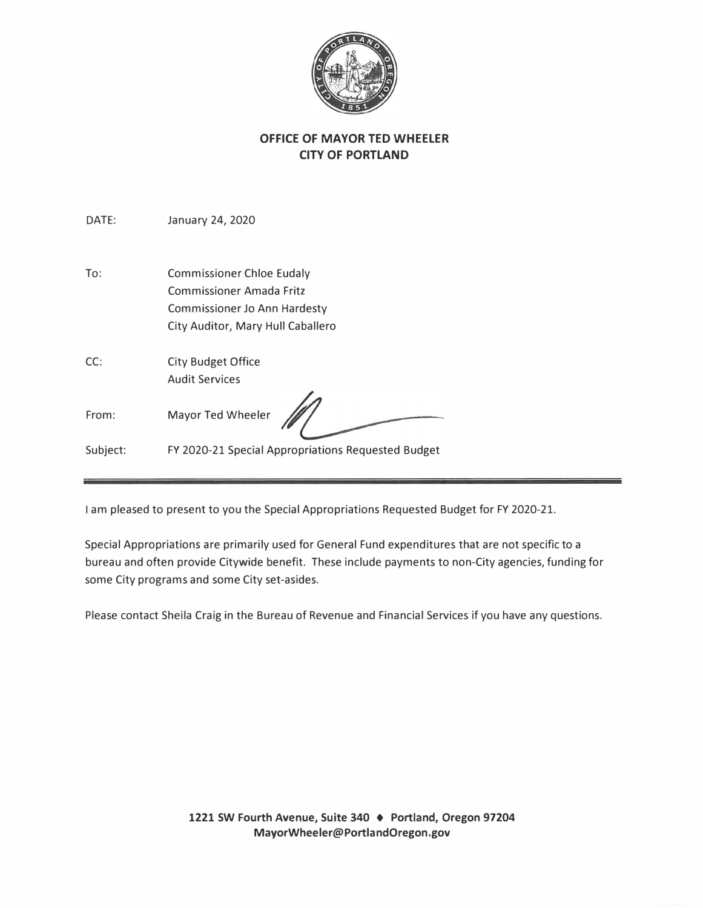**OFFICE OF MAYOR TED WHEELER**
**CITY OF PORTLAND**

DATE: January 24, 2020

To: Commissioner Chloe Eudaly
Commissioner Amada Fritz
Commissioner Jo Ann Hardesty
City Auditor, Mary Hull Caballero

CC: City Budget Office
Audit Services

From: Mayor Ted Wheeler

Subject: FY 2020-21 Special Appropriations Requested Budget

---

I am pleased to present to you the Special Appropriations Requested Budget for FY 2020-21.

Special Appropriations are primarily used for General Fund expenditures that are not specific to a bureau and often provide Citywide benefit. These include payments to non-City agencies, funding for some City programs and some City set-asides.

Please contact Sheila Craig in the Bureau of Revenue and Financial Services if you have any questions.

**1221 SW Fourth Avenue, Suite 340 ♦ Portland, Oregon 97204**
**MayorWheeler@PortlandOregon.gov**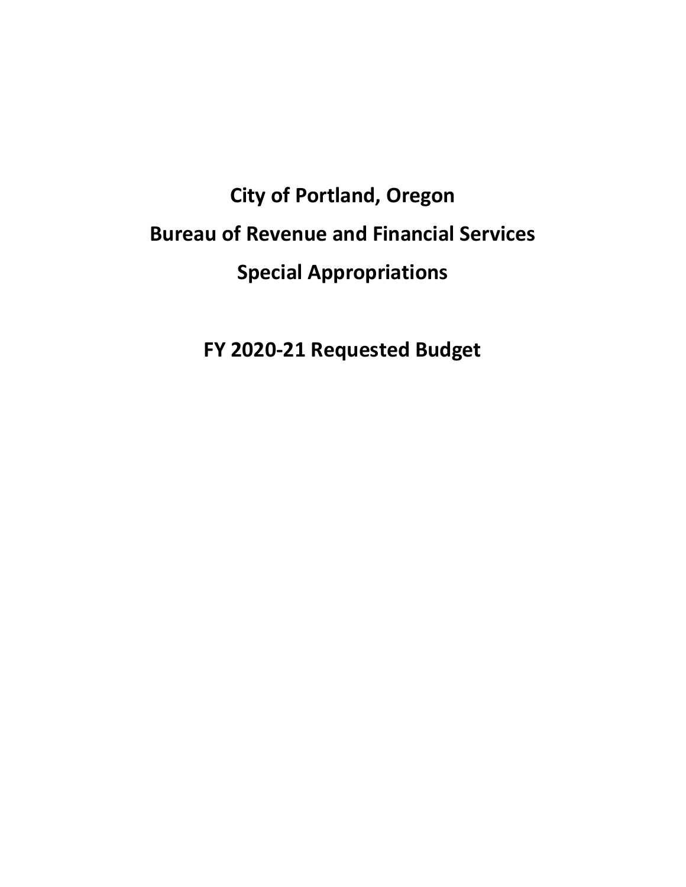# City of Portland, Oregon

# Bureau of Revenue and Financial Services

# Special Appropriations

# FY 2020-21 Requested Budget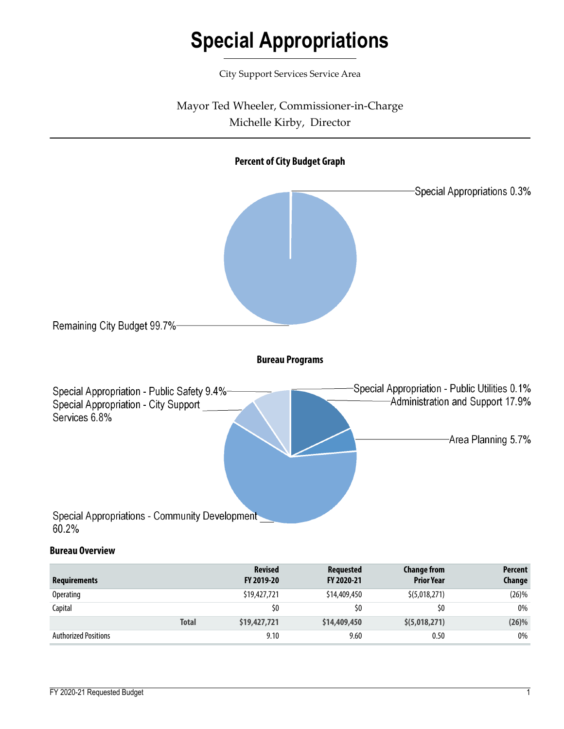# Special Appropriations

City Support Services Service Area

Mayor Ted Wheeler, Commissioner-in-Charge

Michelle Kirby, Director

**Percent of City Budget Graph**

Special Appropriations 0.3%

Remaining City Budget 99.7%

**Bureau Programs**

Special Appropriation - Public Safety 9.4%

Special Appropriation - City Support Services 6.8%

Special Appropriation - Public Utilities 0.1%

Administration and Support 17.9%

Area Planning 5.7%

Special Appropriations - Community Development 60.2%

**Bureau Overview**

| Requirements | Revised FY 2019-20 | Requested FY 2020-21 | Change from Prior Year | Percent Change |
|---|---|---|---|---|
| Operating | $19,427,721 | $14,409,450 | $(5,018,271) | (26)% |
| Capital | $0 | $0 | $0 | 0% |
| **Total** | **$19,427,721** | **$14,409,450** | **$(5,018,271)** | **(26)%** |
| Authorized Positions | 9.10 | 9.60 | 0.50 | 0% |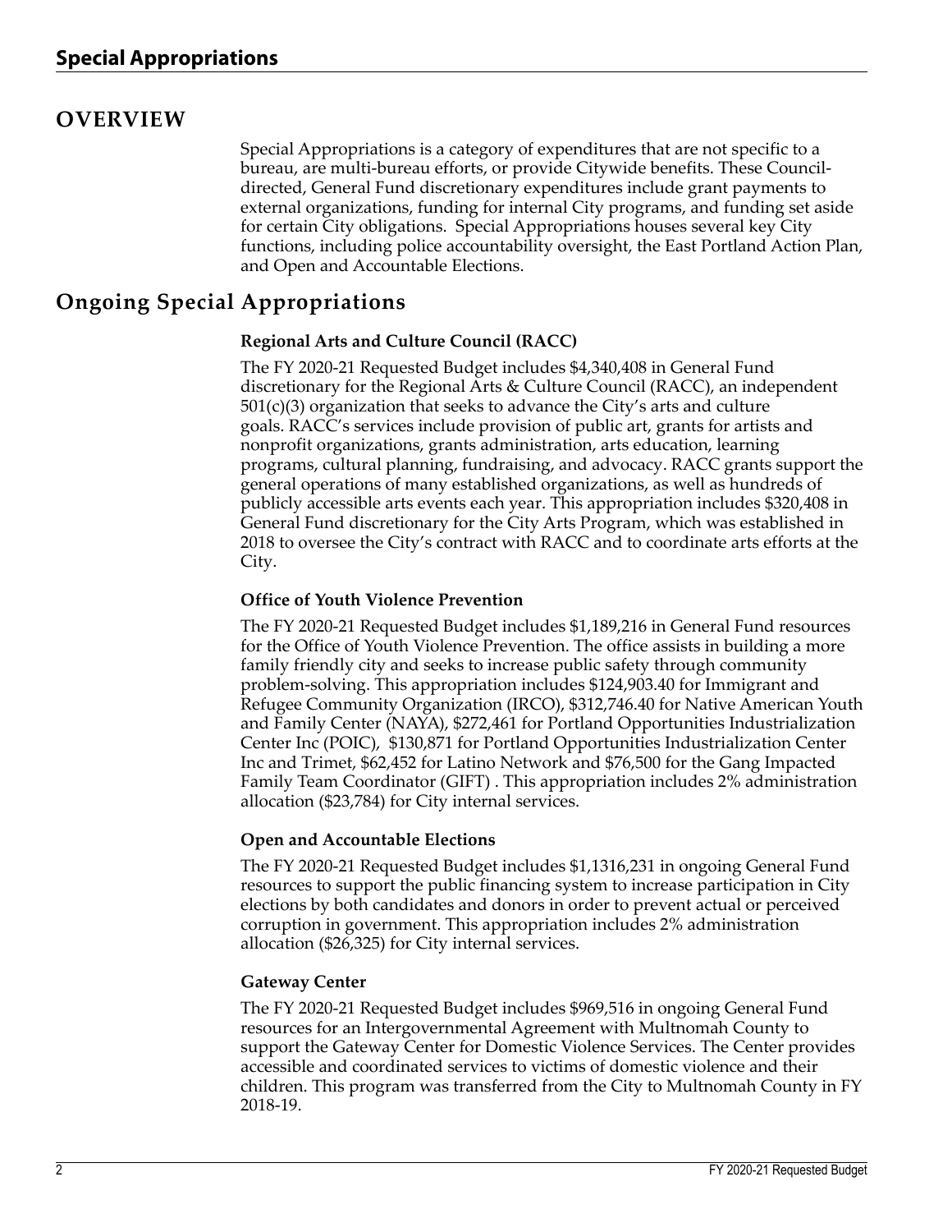# Special Appropriations

## OVERVIEW

Special Appropriations is a category of expenditures that are not specific to a bureau, are multi-bureau efforts, or provide Citywide benefits. These Council-directed, General Fund discretionary expenditures include grant payments to external organizations, funding for internal City programs, and funding set aside for certain City obligations. Special Appropriations houses several key City functions, including police accountability oversight, the East Portland Action Plan, and Open and Accountable Elections.

## Ongoing Special Appropriations

### Regional Arts and Culture Council (RACC)

The FY 2020-21 Requested Budget includes $4,340,408 in General Fund discretionary for the Regional Arts & Culture Council (RACC), an independent 501(c)(3) organization that seeks to advance the City's arts and culture goals. RACC's services include provision of public art, grants for artists and nonprofit organizations, grants administration, arts education, learning programs, cultural planning, fundraising, and advocacy. RACC grants support the general operations of many established organizations, as well as hundreds of publicly accessible arts events each year. This appropriation includes $320,408 in General Fund discretionary for the City Arts Program, which was established in 2018 to oversee the City's contract with RACC and to coordinate arts efforts at the City.

### Office of Youth Violence Prevention

The FY 2020-21 Requested Budget includes $1,189,216 in General Fund resources for the Office of Youth Violence Prevention. The office assists in building a more family friendly city and seeks to increase public safety through community problem-solving. This appropriation includes $124,903.40 for Immigrant and Refugee Community Organization (IRCO), $312,746.40 for Native American Youth and Family Center (NAYA), $272,461 for Portland Opportunities Industrialization Center Inc (POIC), $130,871 for Portland Opportunities Industrialization Center Inc and Trimet, $62,452 for Latino Network and $76,500 for the Gang Impacted Family Team Coordinator (GIFT) . This appropriation includes 2% administration allocation ($23,784) for City internal services.

### Open and Accountable Elections

The FY 2020-21 Requested Budget includes $1,1316,231 in ongoing General Fund resources to support the public financing system to increase participation in City elections by both candidates and donors in order to prevent actual or perceived corruption in government. This appropriation includes 2% administration allocation ($26,325) for City internal services.

### Gateway Center

The FY 2020-21 Requested Budget includes $969,516 in ongoing General Fund resources for an Intergovernmental Agreement with Multnomah County to support the Gateway Center for Domestic Violence Services. The Center provides accessible and coordinated services to victims of domestic violence and their children. This program was transferred from the City to Multnomah County in FY 2018-19.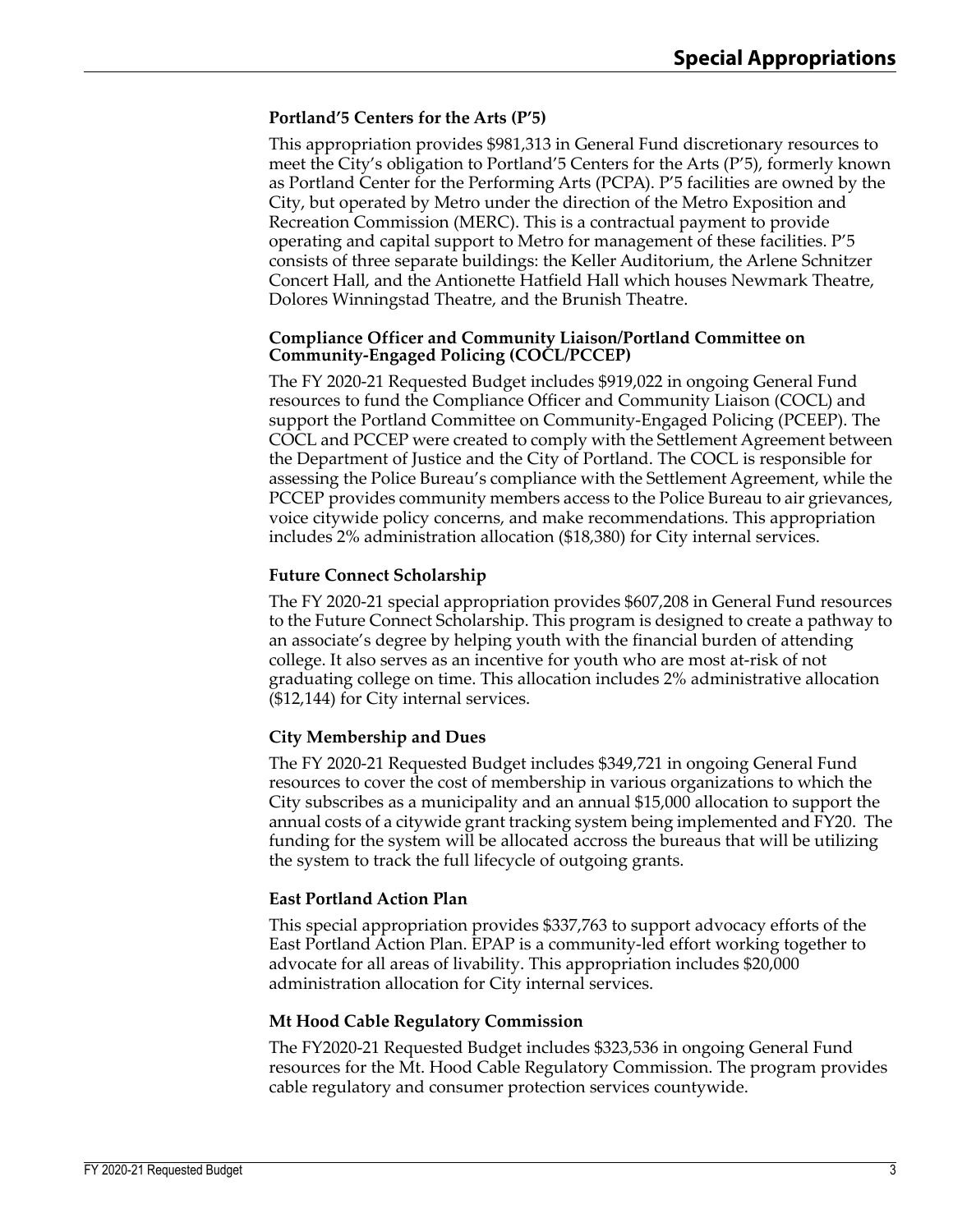### Portland'5 Centers for the Arts (P'5)

This appropriation provides $981,313 in General Fund discretionary resources to meet the City's obligation to Portland'5 Centers for the Arts (P'5), formerly known as Portland Center for the Performing Arts (PCPA). P'5 facilities are owned by the City, but operated by Metro under the direction of the Metro Exposition and Recreation Commission (MERC). This is a contractual payment to provide operating and capital support to Metro for management of these facilities. P'5 consists of three separate buildings: the Keller Auditorium, the Arlene Schnitzer Concert Hall, and the Antionette Hatfield Hall which houses Newmark Theatre, Dolores Winningstad Theatre, and the Brunish Theatre.

### Compliance Officer and Community Liaison/Portland Committee on Community-Engaged Policing (COCL/PCCEP)

The FY 2020-21 Requested Budget includes $919,022 in ongoing General Fund resources to fund the Compliance Officer and Community Liaison (COCL) and support the Portland Committee on Community-Engaged Policing (PCEEP). The COCL and PCCEP were created to comply with the Settlement Agreement between the Department of Justice and the City of Portland. The COCL is responsible for assessing the Police Bureau's compliance with the Settlement Agreement, while the PCCEP provides community members access to the Police Bureau to air grievances, voice citywide policy concerns, and make recommendations. This appropriation includes 2% administration allocation ($18,380) for City internal services.

### Future Connect Scholarship

The FY 2020-21 special appropriation provides $607,208 in General Fund resources to the Future Connect Scholarship. This program is designed to create a pathway to an associate's degree by helping youth with the financial burden of attending college. It also serves as an incentive for youth who are most at-risk of not graduating college on time. This allocation includes 2% administrative allocation ($12,144) for City internal services.

### City Membership and Dues

The FY 2020-21 Requested Budget includes $349,721 in ongoing General Fund resources to cover the cost of membership in various organizations to which the City subscribes as a municipality and an annual $15,000 allocation to support the annual costs of a citywide grant tracking system being implemented and FY20. The funding for the system will be allocated accross the bureaus that will be utilizing the system to track the full lifecycle of outgoing grants.

### East Portland Action Plan

This special appropriation provides $337,763 to support advocacy efforts of the East Portland Action Plan. EPAP is a community-led effort working together to advocate for all areas of livability. This appropriation includes $20,000 administration allocation for City internal services.

### Mt Hood Cable Regulatory Commission

The FY2020-21 Requested Budget includes $323,536 in ongoing General Fund resources for the Mt. Hood Cable Regulatory Commission. The program provides cable regulatory and consumer protection services countywide.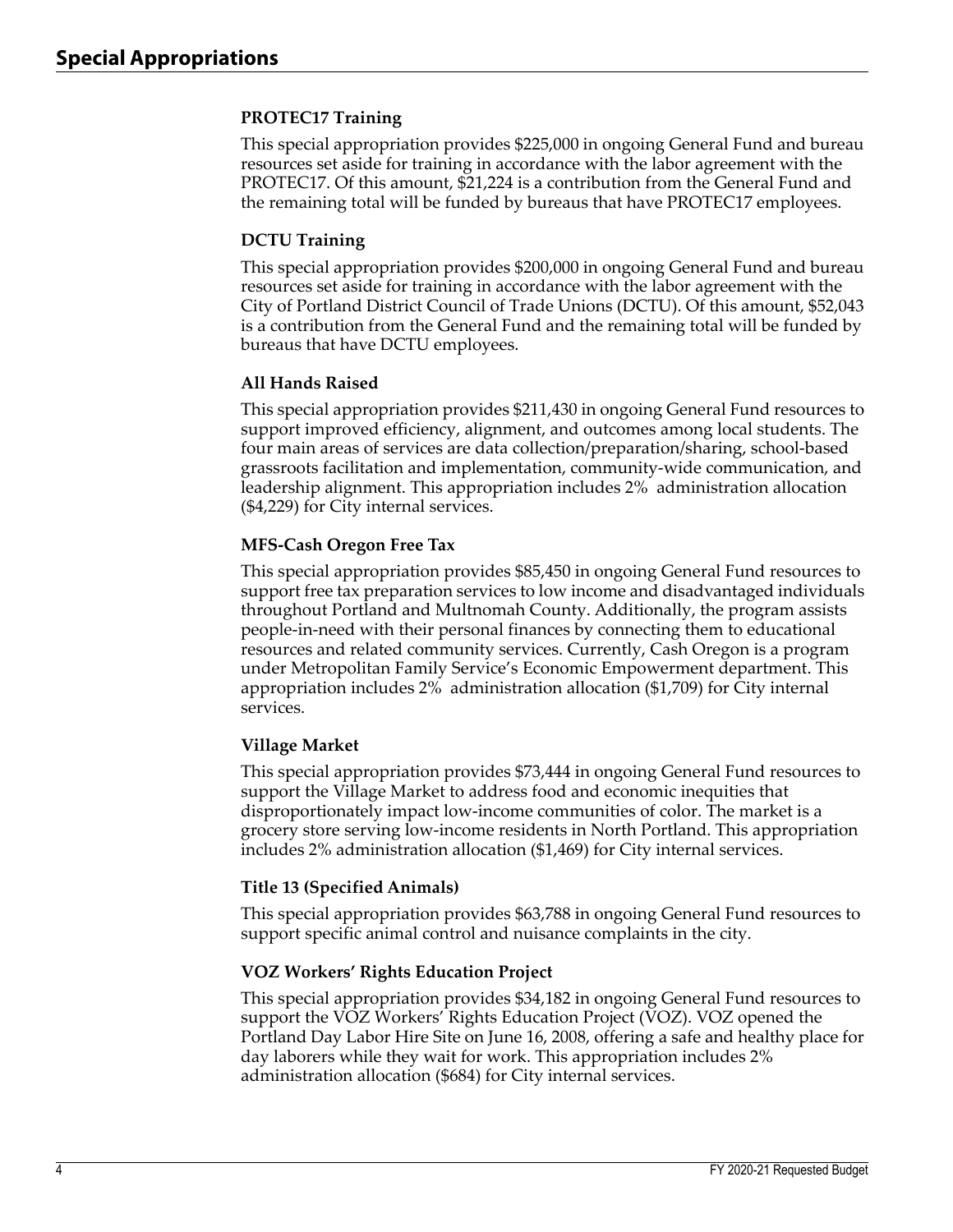# Special Appropriations

### PROTEC17 Training

This special appropriation provides $225,000 in ongoing General Fund and bureau resources set aside for training in accordance with the labor agreement with the PROTEC17. Of this amount, $21,224 is a contribution from the General Fund and the remaining total will be funded by bureaus that have PROTEC17 employees.

### DCTU Training

This special appropriation provides $200,000 in ongoing General Fund and bureau resources set aside for training in accordance with the labor agreement with the City of Portland District Council of Trade Unions (DCTU). Of this amount, $52,043 is a contribution from the General Fund and the remaining total will be funded by bureaus that have DCTU employees.

### All Hands Raised

This special appropriation provides $211,430 in ongoing General Fund resources to support improved efficiency, alignment, and outcomes among local students. The four main areas of services are data collection/preparation/sharing, school-based grassroots facilitation and implementation, community-wide communication, and leadership alignment. This appropriation includes 2% administration allocation ($4,229) for City internal services.

### MFS-Cash Oregon Free Tax

This special appropriation provides $85,450 in ongoing General Fund resources to support free tax preparation services to low income and disadvantaged individuals throughout Portland and Multnomah County. Additionally, the program assists people-in-need with their personal finances by connecting them to educational resources and related community services. Currently, Cash Oregon is a program under Metropolitan Family Service's Economic Empowerment department. This appropriation includes 2% administration allocation ($1,709) for City internal services.

### Village Market

This special appropriation provides $73,444 in ongoing General Fund resources to support the Village Market to address food and economic inequities that disproportionately impact low-income communities of color. The market is a grocery store serving low-income residents in North Portland. This appropriation includes 2% administration allocation ($1,469) for City internal services.

### Title 13 (Specified Animals)

This special appropriation provides $63,788 in ongoing General Fund resources to support specific animal control and nuisance complaints in the city.

### VOZ Workers' Rights Education Project

This special appropriation provides $34,182 in ongoing General Fund resources to support the VOZ Workers' Rights Education Project (VOZ). VOZ opened the Portland Day Labor Hire Site on June 16, 2008, offering a safe and healthy place for day laborers while they wait for work. This appropriation includes 2% administration allocation ($684) for City internal services.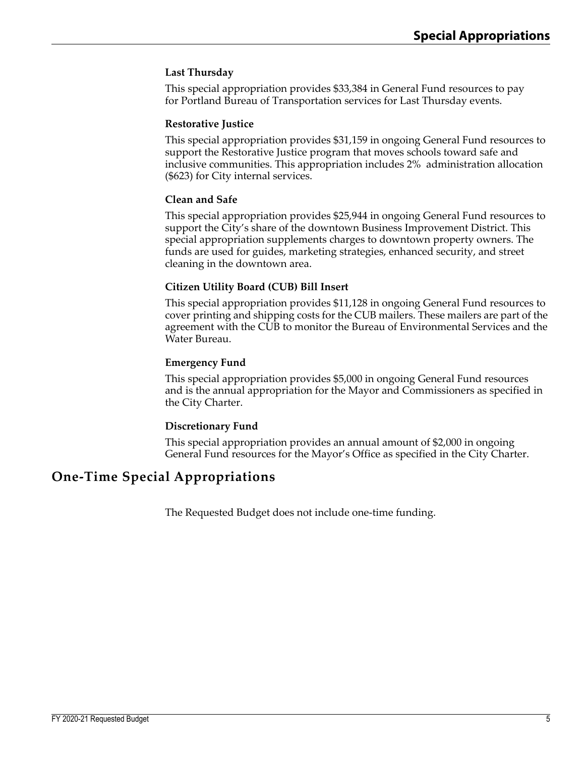### Last Thursday

This special appropriation provides $33,384 in General Fund resources to pay for Portland Bureau of Transportation services for Last Thursday events.

### Restorative Justice

This special appropriation provides $31,159 in ongoing General Fund resources to support the Restorative Justice program that moves schools toward safe and inclusive communities. This appropriation includes 2% administration allocation ($623) for City internal services.

### Clean and Safe

This special appropriation provides $25,944 in ongoing General Fund resources to support the City's share of the downtown Business Improvement District. This special appropriation supplements charges to downtown property owners. The funds are used for guides, marketing strategies, enhanced security, and street cleaning in the downtown area.

### Citizen Utility Board (CUB) Bill Insert

This special appropriation provides $11,128 in ongoing General Fund resources to cover printing and shipping costs for the CUB mailers. These mailers are part of the agreement with the CUB to monitor the Bureau of Environmental Services and the Water Bureau.

### Emergency Fund

This special appropriation provides $5,000 in ongoing General Fund resources and is the annual appropriation for the Mayor and Commissioners as specified in the City Charter.

### Discretionary Fund

This special appropriation provides an annual amount of $2,000 in ongoing General Fund resources for the Mayor's Office as specified in the City Charter.

## One-Time Special Appropriations

The Requested Budget does not include one-time funding.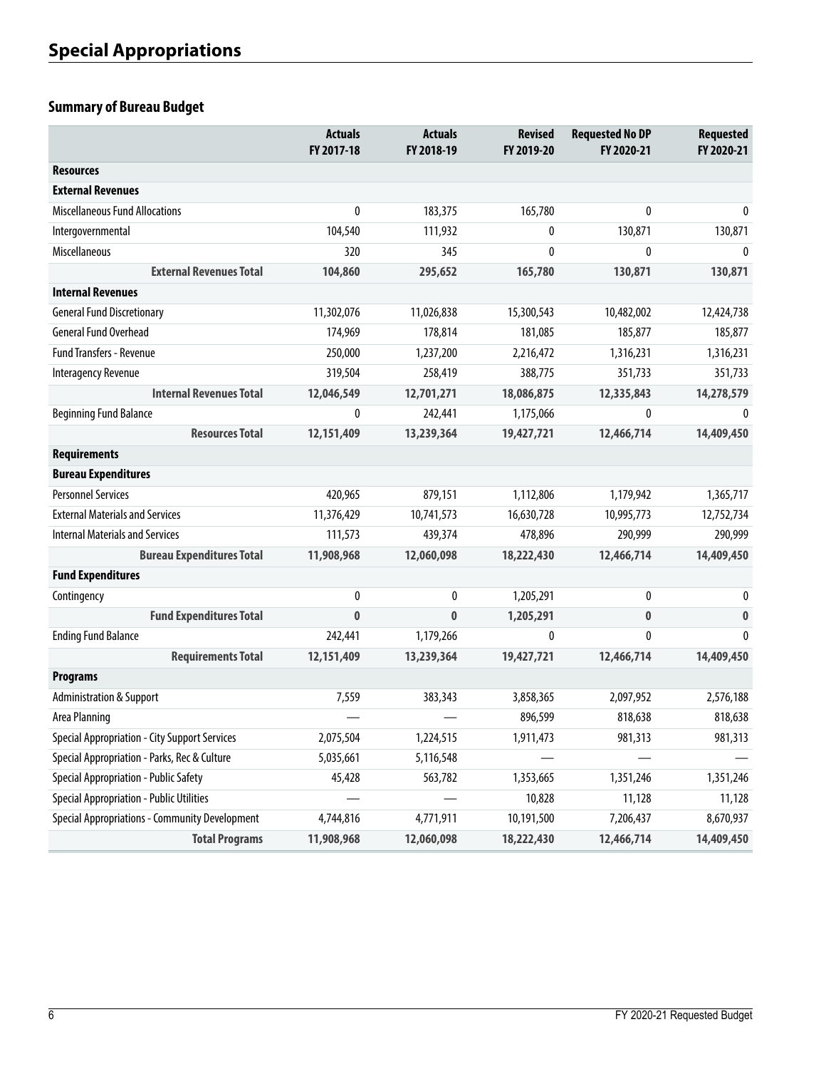# Special Appropriations

## Summary of Bureau Budget

| | Actuals FY 2017-18 | Actuals FY 2018-19 | Revised FY 2019-20 | Requested No DP FY 2020-21 | Requested FY 2020-21 |
|---|---|---|---|---|---|
| **Resources** | | | | | |
| **External Revenues** | | | | | |
| Miscellaneous Fund Allocations | 0 | 183,375 | 165,780 | 0 | 0 |
| Intergovernmental | 104,540 | 111,932 | 0 | 130,871 | 130,871 |
| Miscellaneous | 320 | 345 | 0 | 0 | 0 |
| **External Revenues Total** | **104,860** | **295,652** | **165,780** | **130,871** | **130,871** |
| **Internal Revenues** | | | | | |
| General Fund Discretionary | 11,302,076 | 11,026,838 | 15,300,543 | 10,482,002 | 12,424,738 |
| General Fund Overhead | 174,969 | 178,814 | 181,085 | 185,877 | 185,877 |
| Fund Transfers - Revenue | 250,000 | 1,237,200 | 2,216,472 | 1,316,231 | 1,316,231 |
| Interagency Revenue | 319,504 | 258,419 | 388,775 | 351,733 | 351,733 |
| **Internal Revenues Total** | **12,046,549** | **12,701,271** | **18,086,875** | **12,335,843** | **14,278,579** |
| Beginning Fund Balance | 0 | 242,441 | 1,175,066 | 0 | 0 |
| **Resources Total** | **12,151,409** | **13,239,364** | **19,427,721** | **12,466,714** | **14,409,450** |
| **Requirements** | | | | | |
| **Bureau Expenditures** | | | | | |
| Personnel Services | 420,965 | 879,151 | 1,112,806 | 1,179,942 | 1,365,717 |
| External Materials and Services | 11,376,429 | 10,741,573 | 16,630,728 | 10,995,773 | 12,752,734 |
| Internal Materials and Services | 111,573 | 439,374 | 478,896 | 290,999 | 290,999 |
| **Bureau Expenditures Total** | **11,908,968** | **12,060,098** | **18,222,430** | **12,466,714** | **14,409,450** |
| **Fund Expenditures** | | | | | |
| Contingency | 0 | 0 | 1,205,291 | 0 | 0 |
| **Fund Expenditures Total** | **0** | **0** | **1,205,291** | **0** | **0** |
| Ending Fund Balance | 242,441 | 1,179,266 | 0 | 0 | 0 |
| **Requirements Total** | **12,151,409** | **13,239,364** | **19,427,721** | **12,466,714** | **14,409,450** |
| **Programs** | | | | | |
| Administration & Support | 7,559 | 383,343 | 3,858,365 | 2,097,952 | 2,576,188 |
| Area Planning | — | — | 896,599 | 818,638 | 818,638 |
| Special Appropriation - City Support Services | 2,075,504 | 1,224,515 | 1,911,473 | 981,313 | 981,313 |
| Special Appropriation - Parks, Rec & Culture | 5,035,661 | 5,116,548 | — | — | — |
| Special Appropriation - Public Safety | 45,428 | 563,782 | 1,353,665 | 1,351,246 | 1,351,246 |
| Special Appropriation - Public Utilities | — | — | 10,828 | 11,128 | 11,128 |
| Special Appropriations - Community Development | 4,744,816 | 4,771,911 | 10,191,500 | 7,206,437 | 8,670,937 |
| **Total Programs** | **11,908,968** | **12,060,098** | **18,222,430** | **12,466,714** | **14,409,450** |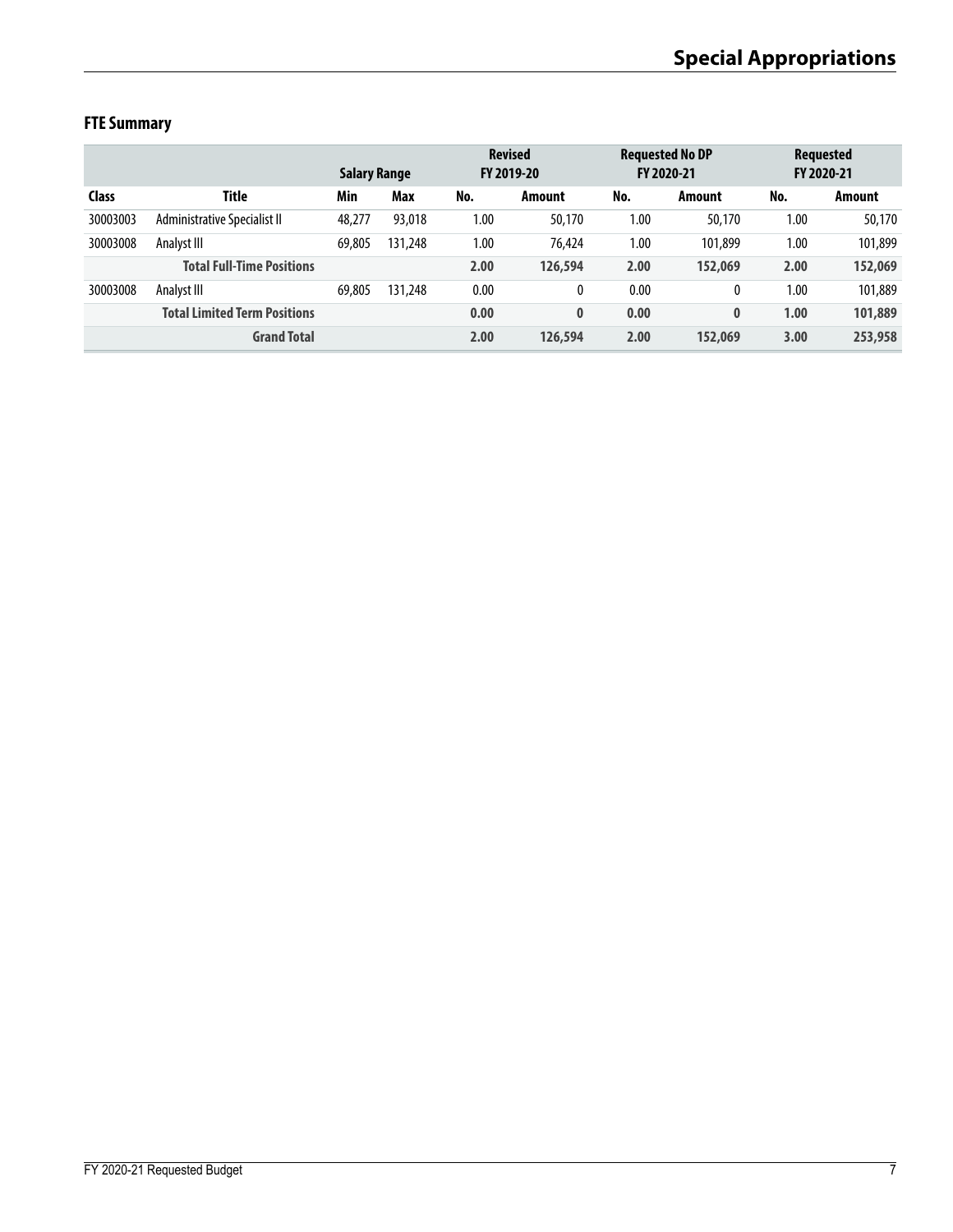## FTE Summary

| | | Salary Range | | Revised FY 2019-20 | | Requested No DP FY 2020-21 | | Requested FY 2020-21 | |
|---|---|---|---|---|---|---|---|---|---|
| **Class** | **Title** | **Min** | **Max** | **No.** | **Amount** | **No.** | **Amount** | **No.** | **Amount** |
| 30003003 | Administrative Specialist II | 48,277 | 93,018 | 1.00 | 50,170 | 1.00 | 50,170 | 1.00 | 50,170 |
| 30003008 | Analyst III | 69,805 | 131,248 | 1.00 | 76,424 | 1.00 | 101,899 | 1.00 | 101,899 |
| | **Total Full-Time Positions** | | | **2.00** | **126,594** | **2.00** | **152,069** | **2.00** | **152,069** |
| 30003008 | Analyst III | 69,805 | 131,248 | 0.00 | 0 | 0.00 | 0 | 1.00 | 101,889 |
| | **Total Limited Term Positions** | | | **0.00** | **0** | **0.00** | **0** | **1.00** | **101,889** |
| | **Grand Total** | | | **2.00** | **126,594** | **2.00** | **152,069** | **3.00** | **253,958** |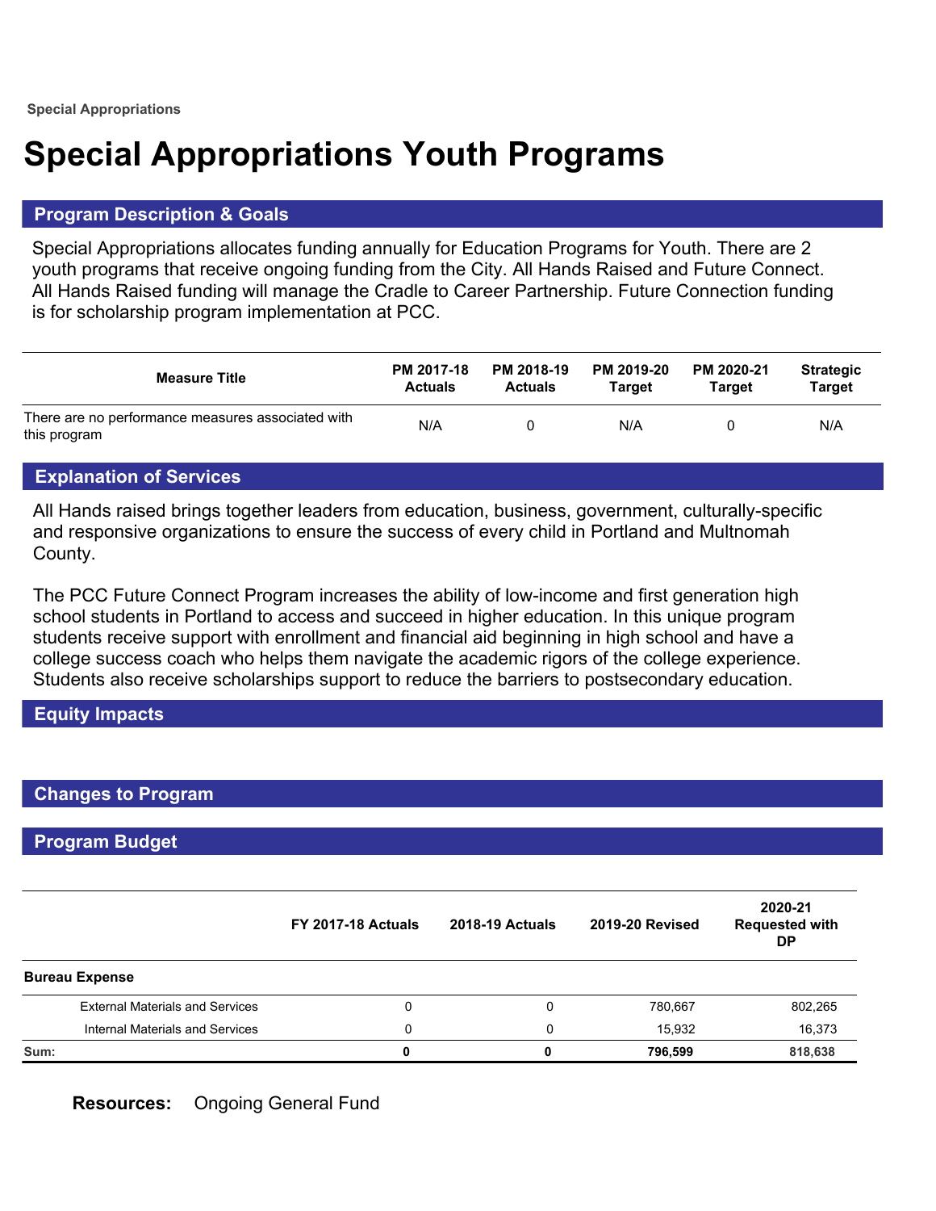Special Appropriations

# Special Appropriations Youth Programs

## Program Description & Goals

Special Appropriations allocates funding annually for Education Programs for Youth. There are 2 youth programs that receive ongoing funding from the City. All Hands Raised and Future Connect. All Hands Raised funding will manage the Cradle to Career Partnership. Future Connection funding is for scholarship program implementation at PCC.

| Measure Title | PM 2017-18 Actuals | PM 2018-19 Actuals | PM 2019-20 Target | PM 2020-21 Target | Strategic Target |
|---|---|---|---|---|---|
| There are no performance measures associated with this program | N/A | 0 | N/A | 0 | N/A |

## Explanation of Services

All Hands raised brings together leaders from education, business, government, culturally-specific and responsive organizations to ensure the success of every child in Portland and Multnomah County.

The PCC Future Connect Program increases the ability of low-income and first generation high school students in Portland to access and succeed in higher education. In this unique program students receive support with enrollment and financial aid beginning in high school and have a college success coach who helps them navigate the academic rigors of the college experience. Students also receive scholarships support to reduce the barriers to postsecondary education.

## Equity Impacts

## Changes to Program

## Program Budget

| | FY 2017-18 Actuals | 2018-19 Actuals | 2019-20 Revised | 2020-21 Requested with DP |
|---|---|---|---|---|
| **Bureau Expense** | | | | |
| External Materials and Services | 0 | 0 | 780,667 | 802,265 |
| Internal Materials and Services | 0 | 0 | 15,932 | 16,373 |
| **Sum:** | **0** | **0** | **796,599** | **818,638** |

**Resources:** Ongoing General Fund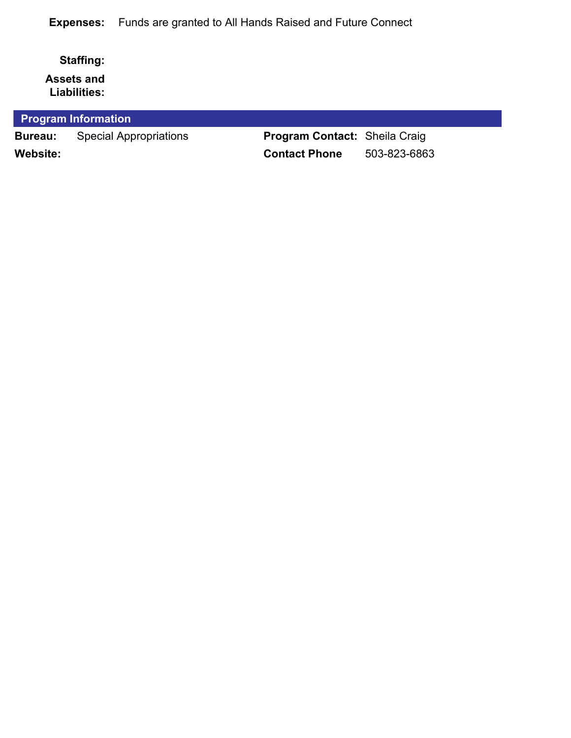**Expenses:** Funds are granted to All Hands Raised and Future Connect

**Staffing:**

**Assets and Liabilities:**

## Program Information

| | | | |
|---|---|---|---|
| **Bureau:** | Special Appropriations | **Program Contact:** | Sheila Craig |
| **Website:** | | **Contact Phone** | 503-823-6863 |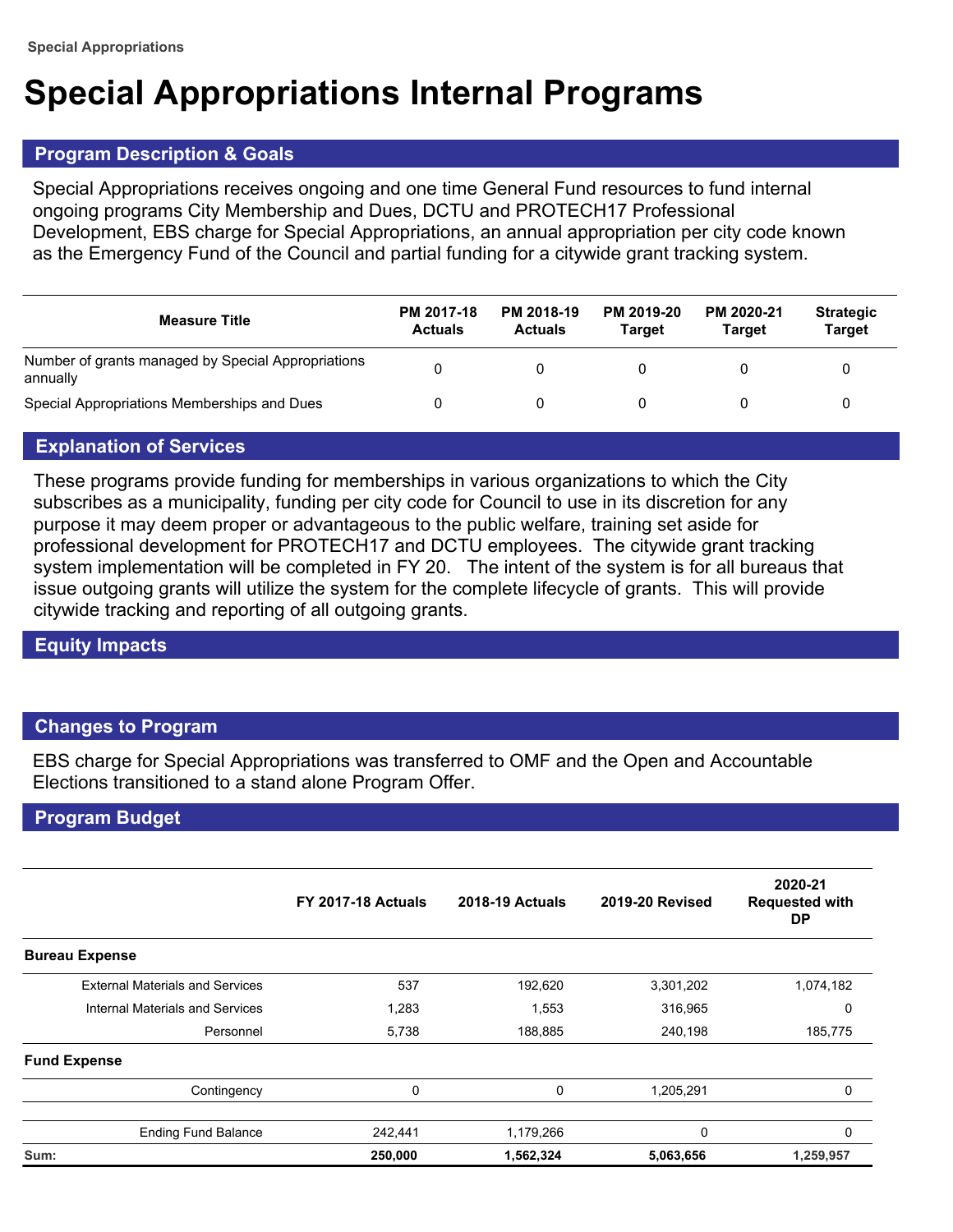Special Appropriations

# Special Appropriations Internal Programs

## Program Description & Goals

Special Appropriations receives ongoing and one time General Fund resources to fund internal ongoing programs City Membership and Dues, DCTU and PROTECH17 Professional Development, EBS charge for Special Appropriations, an annual appropriation per city code known as the Emergency Fund of the Council and partial funding for a citywide grant tracking system.

| Measure Title | PM 2017-18 Actuals | PM 2018-19 Actuals | PM 2019-20 Target | PM 2020-21 Target | Strategic Target |
|---|---|---|---|---|---|
| Number of grants managed by Special Appropriations annually | 0 | 0 | 0 | 0 | 0 |
| Special Appropriations Memberships and Dues | 0 | 0 | 0 | 0 | 0 |

## Explanation of Services

These programs provide funding for memberships in various organizations to which the City subscribes as a municipality, funding per city code for Council to use in its discretion for any purpose it may deem proper or advantageous to the public welfare, training set aside for professional development for PROTECH17 and DCTU employees. The citywide grant tracking system implementation will be completed in FY 20. The intent of the system is for all bureaus that issue outgoing grants will utilize the system for the complete lifecycle of grants. This will provide citywide tracking and reporting of all outgoing grants.

## Equity Impacts

## Changes to Program

EBS charge for Special Appropriations was transferred to OMF and the Open and Accountable Elections transitioned to a stand alone Program Offer.

## Program Budget

| | FY 2017-18 Actuals | 2018-19 Actuals | 2019-20 Revised | 2020-21 Requested with DP |
|---|---|---|---|---|
| **Bureau Expense** | | | | |
| External Materials and Services | 537 | 192,620 | 3,301,202 | 1,074,182 |
| Internal Materials and Services | 1,283 | 1,553 | 316,965 | 0 |
| Personnel | 5,738 | 188,885 | 240,198 | 185,775 |
| **Fund Expense** | | | | |
| Contingency | 0 | 0 | 1,205,291 | 0 |
| Ending Fund Balance | 242,441 | 1,179,266 | 0 | 0 |
| **Sum:** | **250,000** | **1,562,324** | **5,063,656** | **1,259,957** |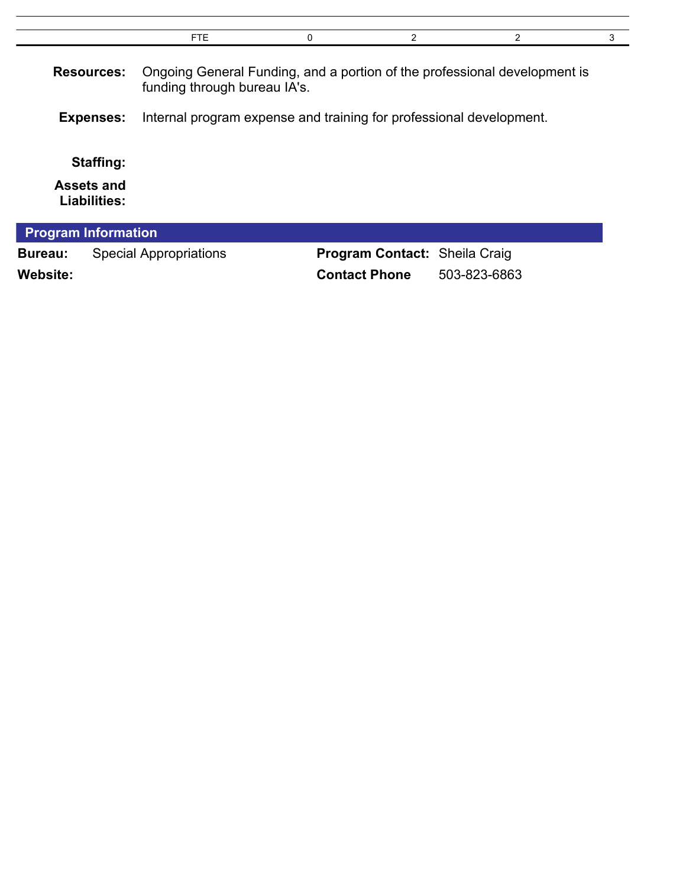| | | | | |
|---|---|---|---|---|
| FTE | 0 | 2 | 2 | 3 |

**Resources:** Ongoing General Funding, and a portion of the professional development is funding through bureau IA's.

**Expenses:** Internal program expense and training for professional development.

**Staffing:**

**Assets and Liabilities:**

## Program Information

**Bureau:** Special Appropriations

**Program Contact:** Sheila Craig

**Website:**

**Contact Phone** 503-823-6863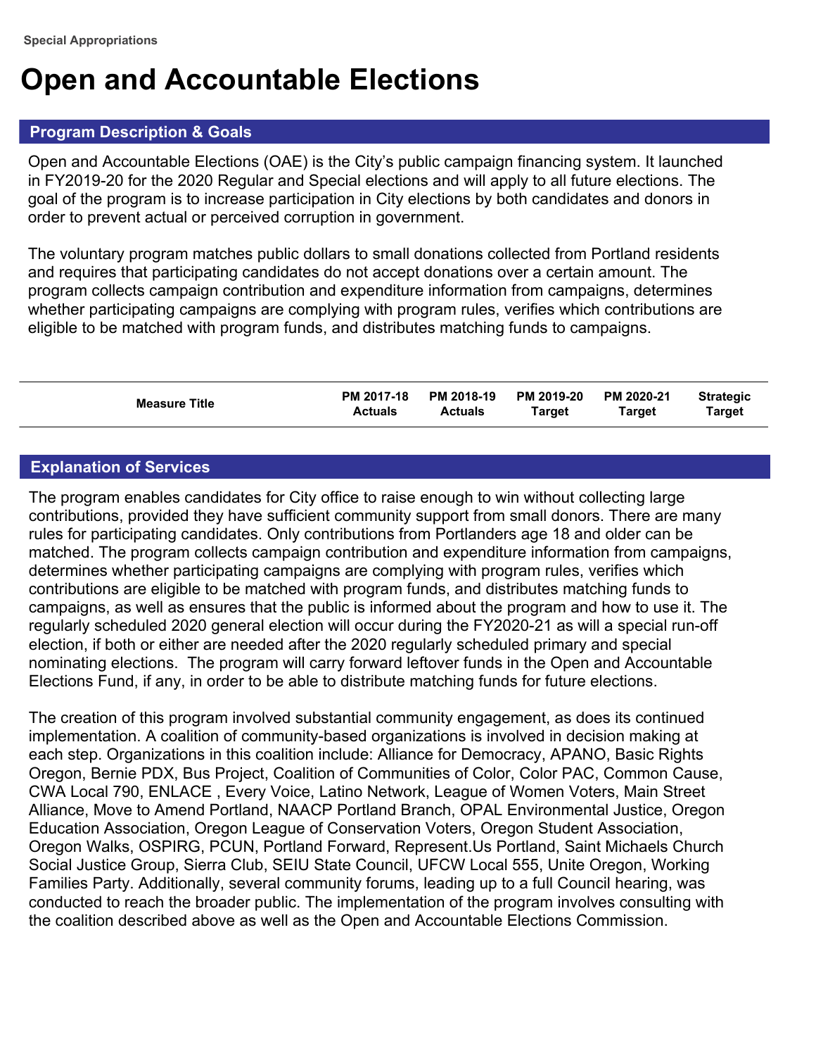Special Appropriations

# Open and Accountable Elections

## Program Description & Goals

Open and Accountable Elections (OAE) is the City's public campaign financing system. It launched in FY2019-20 for the 2020 Regular and Special elections and will apply to all future elections. The goal of the program is to increase participation in City elections by both candidates and donors in order to prevent actual or perceived corruption in government.

The voluntary program matches public dollars to small donations collected from Portland residents and requires that participating candidates do not accept donations over a certain amount. The program collects campaign contribution and expenditure information from campaigns, determines whether participating campaigns are complying with program rules, verifies which contributions are eligible to be matched with program funds, and distributes matching funds to campaigns.

| Measure Title | PM 2017-18 Actuals | PM 2018-19 Actuals | PM 2019-20 Target | PM 2020-21 Target | Strategic Target |
|---|---|---|---|---|---|

## Explanation of Services

The program enables candidates for City office to raise enough to win without collecting large contributions, provided they have sufficient community support from small donors. There are many rules for participating candidates. Only contributions from Portlanders age 18 and older can be matched. The program collects campaign contribution and expenditure information from campaigns, determines whether participating campaigns are complying with program rules, verifies which contributions are eligible to be matched with program funds, and distributes matching funds to campaigns, as well as ensures that the public is informed about the program and how to use it. The regularly scheduled 2020 general election will occur during the FY2020-21 as will a special run-off election, if both or either are needed after the 2020 regularly scheduled primary and special nominating elections. The program will carry forward leftover funds in the Open and Accountable Elections Fund, if any, in order to be able to distribute matching funds for future elections.

The creation of this program involved substantial community engagement, as does its continued implementation. A coalition of community-based organizations is involved in decision making at each step. Organizations in this coalition include: Alliance for Democracy, APANO, Basic Rights Oregon, Bernie PDX, Bus Project, Coalition of Communities of Color, Color PAC, Common Cause, CWA Local 790, ENLACE , Every Voice, Latino Network, League of Women Voters, Main Street Alliance, Move to Amend Portland, NAACP Portland Branch, OPAL Environmental Justice, Oregon Education Association, Oregon League of Conservation Voters, Oregon Student Association, Oregon Walks, OSPIRG, PCUN, Portland Forward, Represent.Us Portland, Saint Michaels Church Social Justice Group, Sierra Club, SEIU State Council, UFCW Local 555, Unite Oregon, Working Families Party. Additionally, several community forums, leading up to a full Council hearing, was conducted to reach the broader public. The implementation of the program involves consulting with the coalition described above as well as the Open and Accountable Elections Commission.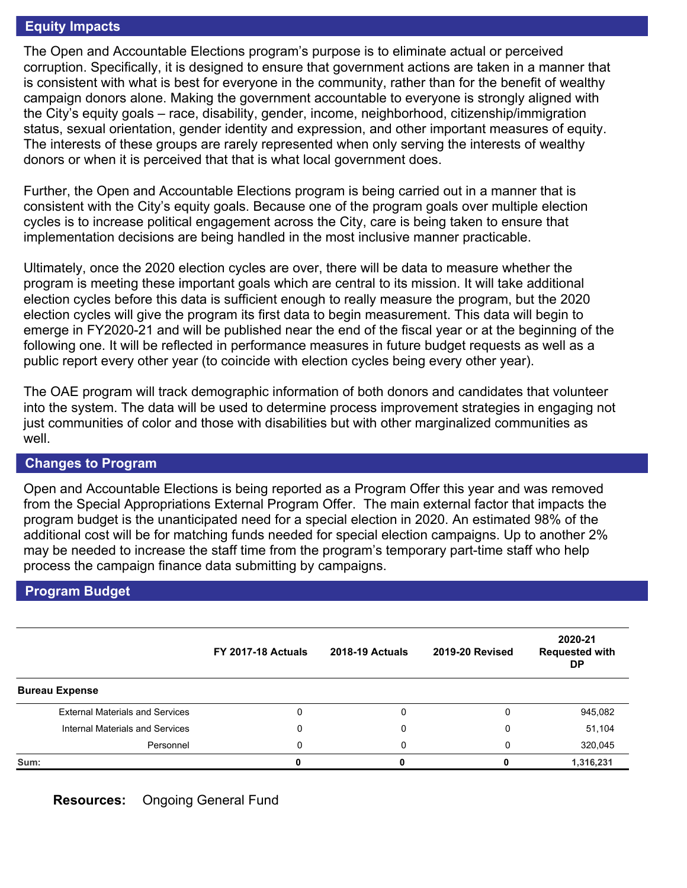## Equity Impacts

The Open and Accountable Elections program's purpose is to eliminate actual or perceived corruption. Specifically, it is designed to ensure that government actions are taken in a manner that is consistent with what is best for everyone in the community, rather than for the benefit of wealthy campaign donors alone. Making the government accountable to everyone is strongly aligned with the City's equity goals – race, disability, gender, income, neighborhood, citizenship/immigration status, sexual orientation, gender identity and expression, and other important measures of equity. The interests of these groups are rarely represented when only serving the interests of wealthy donors or when it is perceived that that is what local government does.

Further, the Open and Accountable Elections program is being carried out in a manner that is consistent with the City's equity goals. Because one of the program goals over multiple election cycles is to increase political engagement across the City, care is being taken to ensure that implementation decisions are being handled in the most inclusive manner practicable.

Ultimately, once the 2020 election cycles are over, there will be data to measure whether the program is meeting these important goals which are central to its mission. It will take additional election cycles before this data is sufficient enough to really measure the program, but the 2020 election cycles will give the program its first data to begin measurement. This data will begin to emerge in FY2020-21 and will be published near the end of the fiscal year or at the beginning of the following one. It will be reflected in performance measures in future budget requests as well as a public report every other year (to coincide with election cycles being every other year).

The OAE program will track demographic information of both donors and candidates that volunteer into the system. The data will be used to determine process improvement strategies in engaging not just communities of color and those with disabilities but with other marginalized communities as well.

## Changes to Program

Open and Accountable Elections is being reported as a Program Offer this year and was removed from the Special Appropriations External Program Offer. The main external factor that impacts the program budget is the unanticipated need for a special election in 2020. An estimated 98% of the additional cost will be for matching funds needed for special election campaigns. Up to another 2% may be needed to increase the staff time from the program's temporary part-time staff who help process the campaign finance data submitting by campaigns.

## Program Budget

| | FY 2017-18 Actuals | 2018-19 Actuals | 2019-20 Revised | 2020-21 Requested with DP |
|---|---|---|---|---|
| **Bureau Expense** | | | | |
| External Materials and Services | 0 | 0 | 0 | 945,082 |
| Internal Materials and Services | 0 | 0 | 0 | 51,104 |
| Personnel | 0 | 0 | 0 | 320,045 |
| **Sum:** | **0** | **0** | **0** | **1,316,231** |

**Resources:** Ongoing General Fund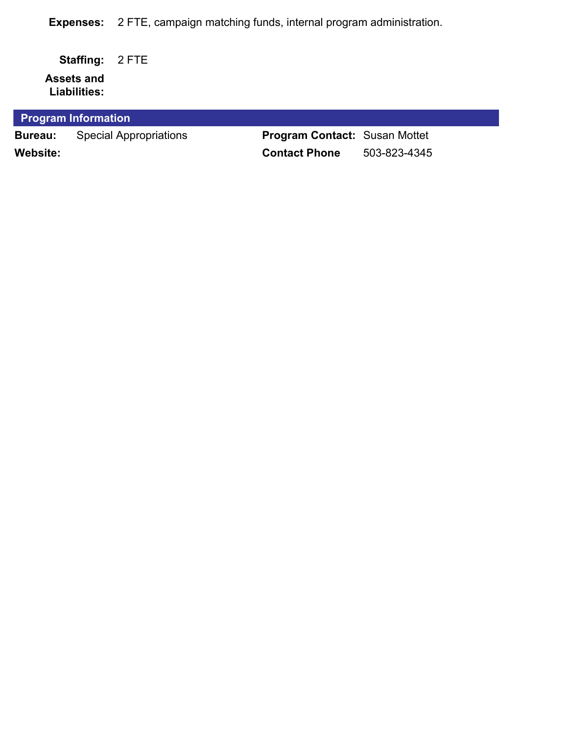**Expenses:** 2 FTE, campaign matching funds, internal program administration.

**Staffing:** 2 FTE

**Assets and Liabilities:**

## Program Information

| | | | |
|---|---|---|---|
| **Bureau:** | Special Appropriations | **Program Contact:** | Susan Mottet |
| **Website:** | | **Contact Phone** | 503-823-4345 |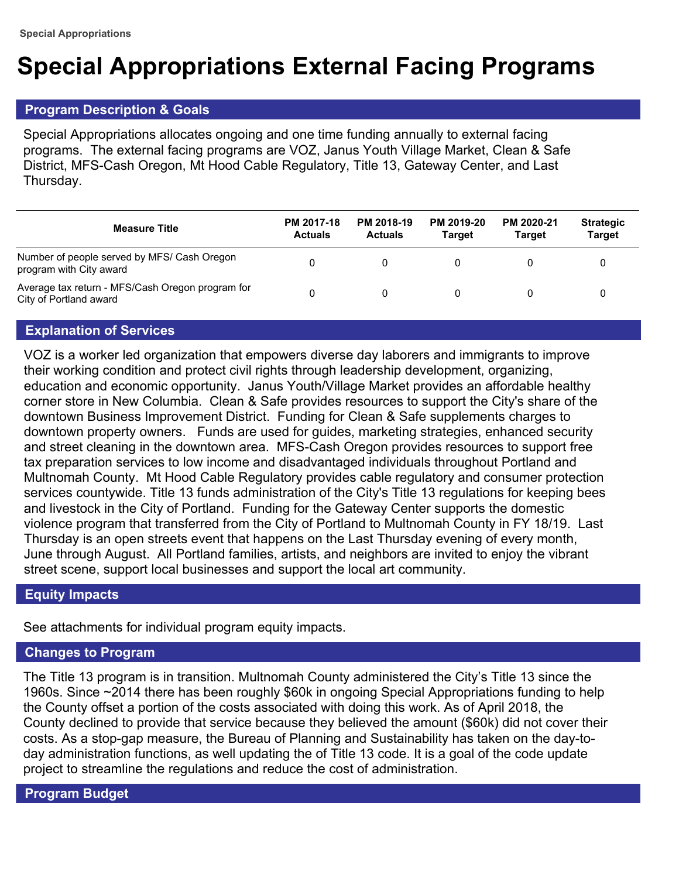# Special Appropriations External Facing Programs

## Program Description & Goals

Special Appropriations allocates ongoing and one time funding annually to external facing programs. The external facing programs are VOZ, Janus Youth Village Market, Clean & Safe District, MFS-Cash Oregon, Mt Hood Cable Regulatory, Title 13, Gateway Center, and Last Thursday.

| Measure Title | PM 2017-18 Actuals | PM 2018-19 Actuals | PM 2019-20 Target | PM 2020-21 Target | Strategic Target |
|---|---|---|---|---|---|
| Number of people served by MFS/ Cash Oregon program with City award | 0 | 0 | 0 | 0 | 0 |
| Average tax return - MFS/Cash Oregon program for City of Portland award | 0 | 0 | 0 | 0 | 0 |

## Explanation of Services

VOZ is a worker led organization that empowers diverse day laborers and immigrants to improve their working condition and protect civil rights through leadership development, organizing, education and economic opportunity. Janus Youth/Village Market provides an affordable healthy corner store in New Columbia. Clean & Safe provides resources to support the City's share of the downtown Business Improvement District. Funding for Clean & Safe supplements charges to downtown property owners. Funds are used for guides, marketing strategies, enhanced security and street cleaning in the downtown area. MFS-Cash Oregon provides resources to support free tax preparation services to low income and disadvantaged individuals throughout Portland and Multnomah County. Mt Hood Cable Regulatory provides cable regulatory and consumer protection services countywide. Title 13 funds administration of the City's Title 13 regulations for keeping bees and livestock in the City of Portland. Funding for the Gateway Center supports the domestic violence program that transferred from the City of Portland to Multnomah County in FY 18/19. Last Thursday is an open streets event that happens on the Last Thursday evening of every month, June through August. All Portland families, artists, and neighbors are invited to enjoy the vibrant street scene, support local businesses and support the local art community.

## Equity Impacts

See attachments for individual program equity impacts.

## Changes to Program

The Title 13 program is in transition. Multnomah County administered the City's Title 13 since the 1960s. Since ~2014 there has been roughly $60k in ongoing Special Appropriations funding to help the County offset a portion of the costs associated with doing this work. As of April 2018, the County declined to provide that service because they believed the amount ($60k) did not cover their costs. As a stop-gap measure, the Bureau of Planning and Sustainability has taken on the day-to-day administration functions, as well updating the of Title 13 code. It is a goal of the code update project to streamline the regulations and reduce the cost of administration.

## Program Budget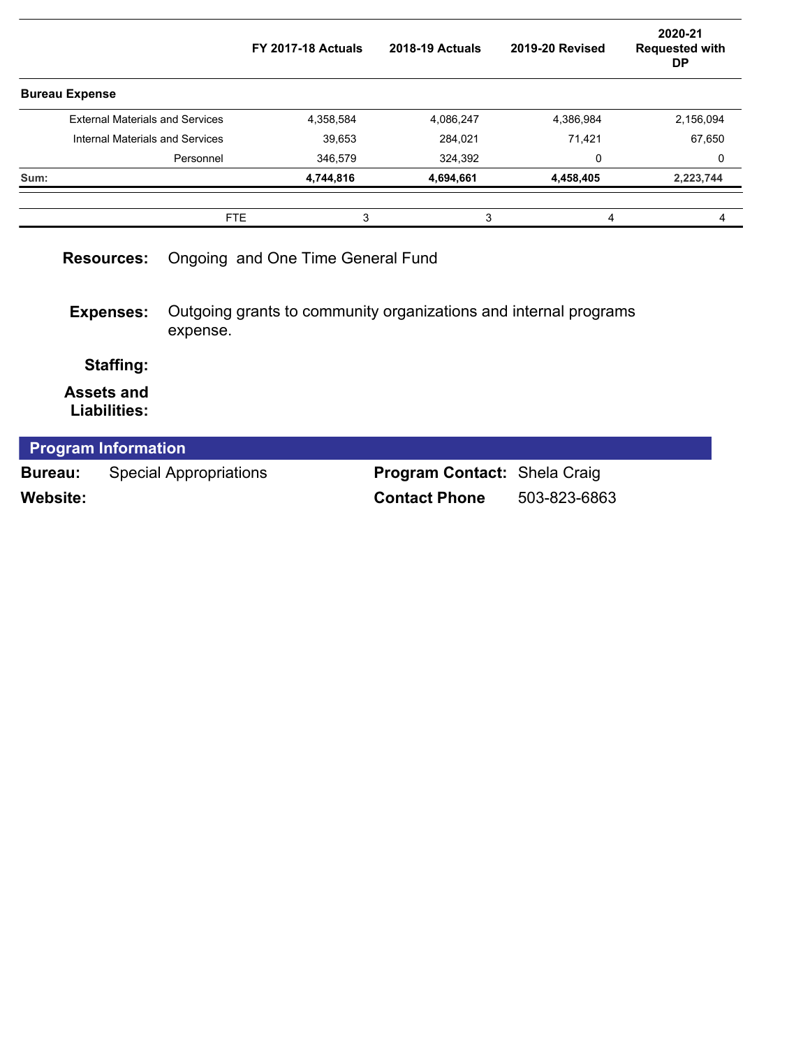| | FY 2017-18 Actuals | 2018-19 Actuals | 2019-20 Revised | 2020-21 Requested with DP |
|---|---|---|---|---|
| **Bureau Expense** | | | | |
| External Materials and Services | 4,358,584 | 4,086,247 | 4,386,984 | 2,156,094 |
| Internal Materials and Services | 39,653 | 284,021 | 71,421 | 67,650 |
| Personnel | 346,579 | 324,392 | 0 | 0 |
| **Sum:** | **4,744,816** | **4,694,661** | **4,458,405** | **2,223,744** |
| FTE | 3 | 3 | 4 | 4 |

**Resources:** Ongoing and One Time General Fund

**Expenses:** Outgoing grants to community organizations and internal programs expense.

**Staffing:**

**Assets and Liabilities:**

## Program Information

**Bureau:** Special Appropriations

**Website:**

**Program Contact:** Shela Craig

**Contact Phone** 503-823-6863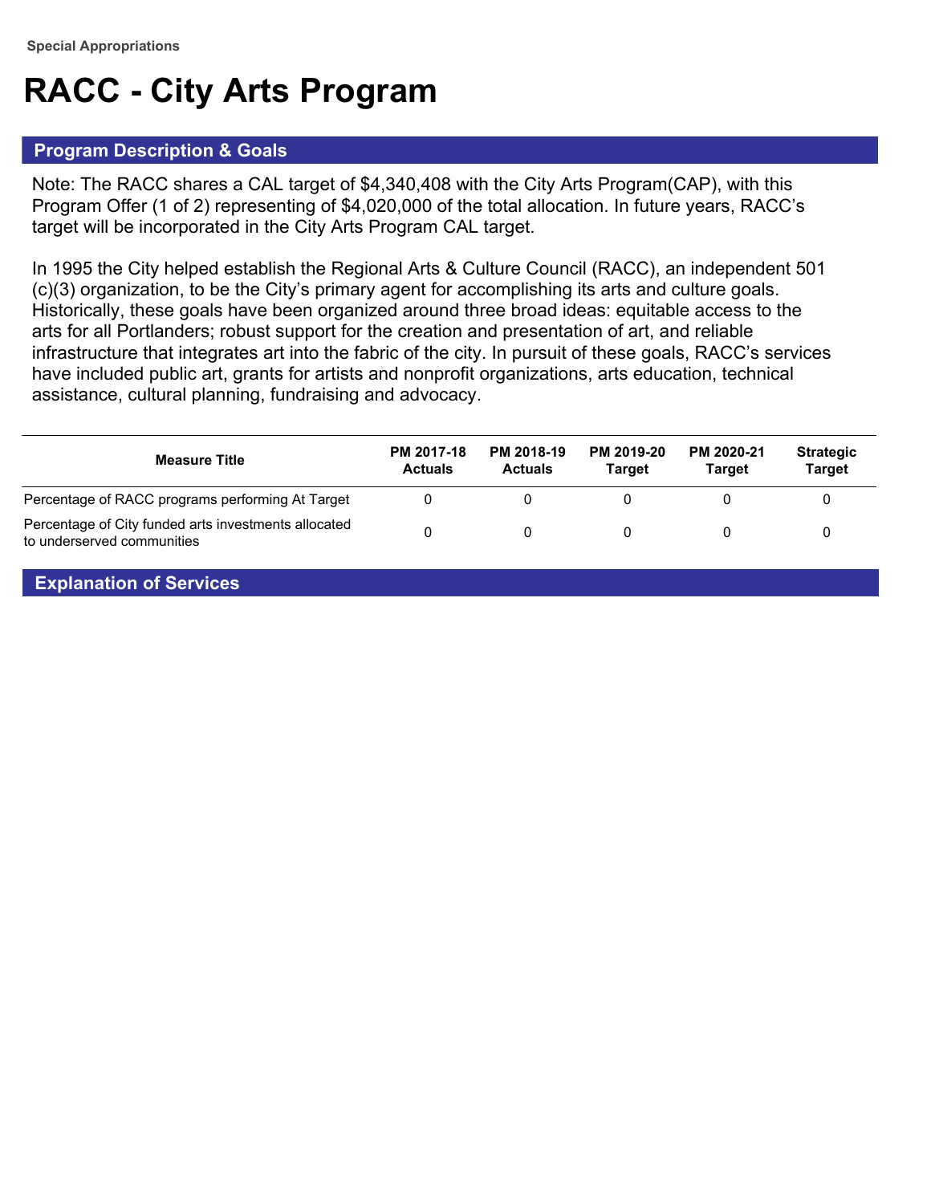Special Appropriations

# RACC - City Arts Program

## Program Description & Goals

Note: The RACC shares a CAL target of $4,340,408 with the City Arts Program(CAP), with this Program Offer (1 of 2) representing of $4,020,000 of the total allocation. In future years, RACC's target will be incorporated in the City Arts Program CAL target.

In 1995 the City helped establish the Regional Arts & Culture Council (RACC), an independent 501 (c)(3) organization, to be the City's primary agent for accomplishing its arts and culture goals. Historically, these goals have been organized around three broad ideas: equitable access to the arts for all Portlanders; robust support for the creation and presentation of art, and reliable infrastructure that integrates art into the fabric of the city. In pursuit of these goals, RACC's services have included public art, grants for artists and nonprofit organizations, arts education, technical assistance, cultural planning, fundraising and advocacy.

| Measure Title | PM 2017-18 Actuals | PM 2018-19 Actuals | PM 2019-20 Target | PM 2020-21 Target | Strategic Target |
|---|---|---|---|---|---|
| Percentage of RACC programs performing At Target | 0 | 0 | 0 | 0 | 0 |
| Percentage of City funded arts investments allocated to underserved communities | 0 | 0 | 0 | 0 | 0 |

## Explanation of Services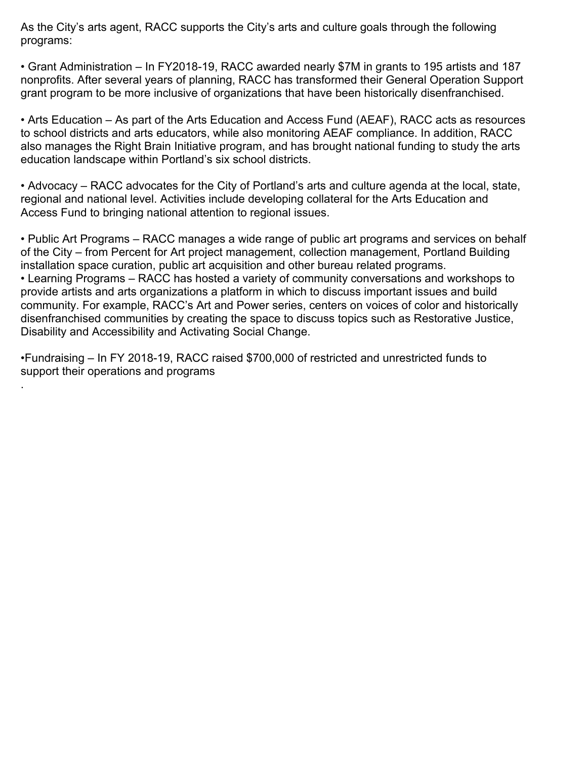As the City's arts agent, RACC supports the City's arts and culture goals through the following programs:

- Grant Administration – In FY2018-19, RACC awarded nearly $7M in grants to 195 artists and 187 nonprofits. After several years of planning, RACC has transformed their General Operation Support grant program to be more inclusive of organizations that have been historically disenfranchised.

- Arts Education – As part of the Arts Education and Access Fund (AEAF), RACC acts as resources to school districts and arts educators, while also monitoring AEAF compliance. In addition, RACC also manages the Right Brain Initiative program, and has brought national funding to study the arts education landscape within Portland's six school districts.

- Advocacy – RACC advocates for the City of Portland's arts and culture agenda at the local, state, regional and national level. Activities include developing collateral for the Arts Education and Access Fund to bringing national attention to regional issues.

- Public Art Programs – RACC manages a wide range of public art programs and services on behalf of the City – from Percent for Art project management, collection management, Portland Building installation space curation, public art acquisition and other bureau related programs.
- Learning Programs – RACC has hosted a variety of community conversations and workshops to provide artists and arts organizations a platform in which to discuss important issues and build community. For example, RACC's Art and Power series, centers on voices of color and historically disenfranchised communities by creating the space to discuss topics such as Restorative Justice, Disability and Accessibility and Activating Social Change.

- Fundraising – In FY 2018-19, RACC raised $700,000 of restricted and unrestricted funds to support their operations and programs
.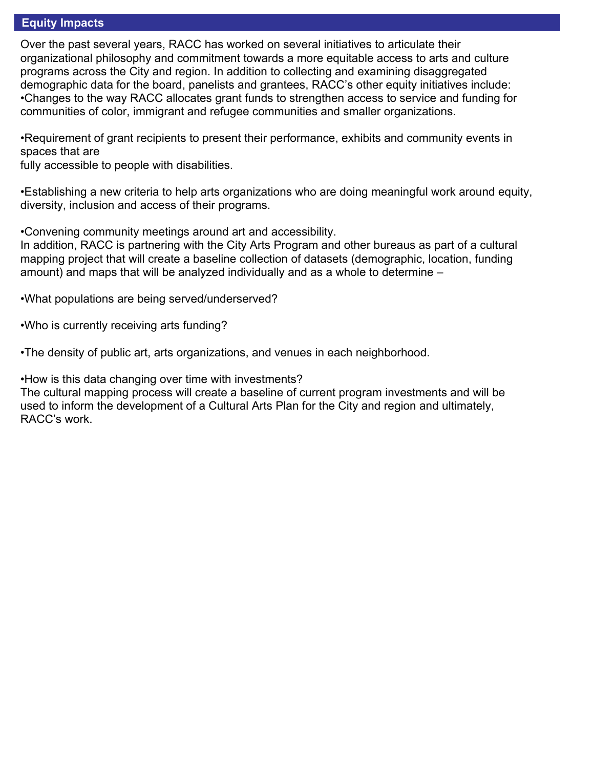## Equity Impacts

Over the past several years, RACC has worked on several initiatives to articulate their organizational philosophy and commitment towards a more equitable access to arts and culture programs across the City and region. In addition to collecting and examining disaggregated demographic data for the board, panelists and grantees, RACC's other equity initiatives include:

- Changes to the way RACC allocates grant funds to strengthen access to service and funding for communities of color, immigrant and refugee communities and smaller organizations.

- Requirement of grant recipients to present their performance, exhibits and community events in spaces that are fully accessible to people with disabilities.

- Establishing a new criteria to help arts organizations who are doing meaningful work around equity, diversity, inclusion and access of their programs.

- Convening community meetings around art and accessibility.

In addition, RACC is partnering with the City Arts Program and other bureaus as part of a cultural mapping project that will create a baseline collection of datasets (demographic, location, funding amount) and maps that will be analyzed individually and as a whole to determine –

- What populations are being served/underserved?

- Who is currently receiving arts funding?

- The density of public art, arts organizations, and venues in each neighborhood.

- How is this data changing over time with investments?

The cultural mapping process will create a baseline of current program investments and will be used to inform the development of a Cultural Arts Plan for the City and region and ultimately, RACC's work.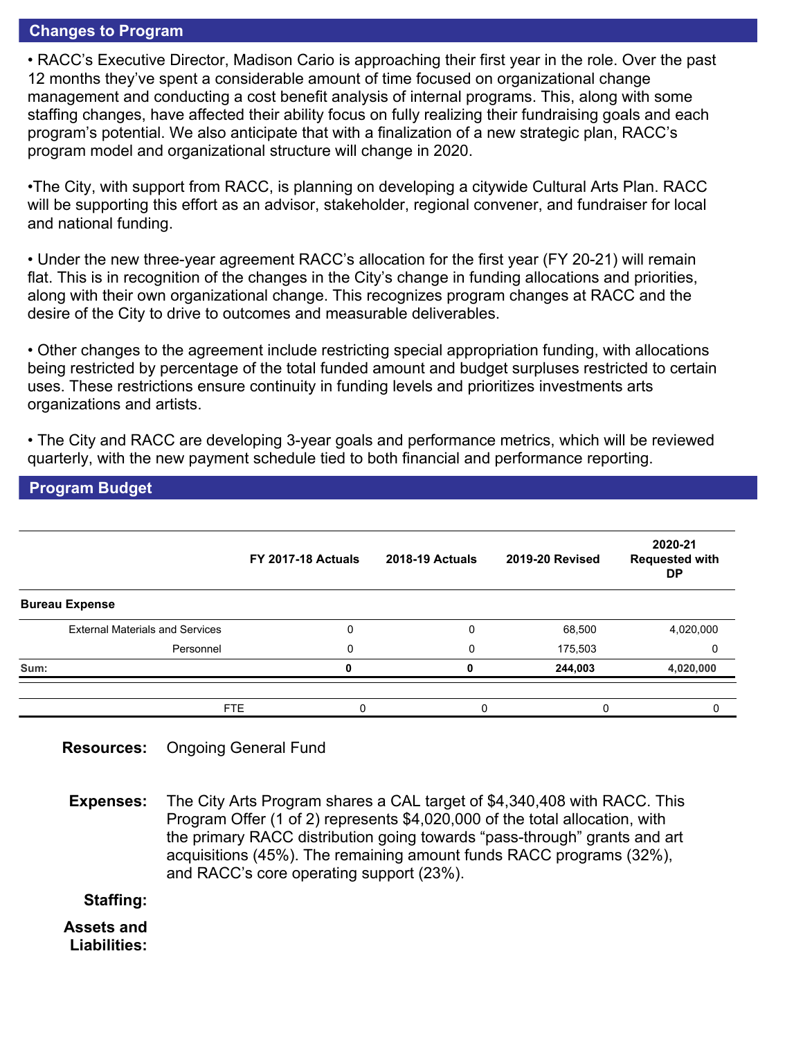## Changes to Program

• RACC's Executive Director, Madison Cario is approaching their first year in the role. Over the past 12 months they've spent a considerable amount of time focused on organizational change management and conducting a cost benefit analysis of internal programs. This, along with some staffing changes, have affected their ability focus on fully realizing their fundraising goals and each program's potential. We also anticipate that with a finalization of a new strategic plan, RACC's program model and organizational structure will change in 2020.

•The City, with support from RACC, is planning on developing a citywide Cultural Arts Plan. RACC will be supporting this effort as an advisor, stakeholder, regional convener, and fundraiser for local and national funding.

• Under the new three-year agreement RACC's allocation for the first year (FY 20-21) will remain flat. This is in recognition of the changes in the City's change in funding allocations and priorities, along with their own organizational change. This recognizes program changes at RACC and the desire of the City to drive to outcomes and measurable deliverables.

• Other changes to the agreement include restricting special appropriation funding, with allocations being restricted by percentage of the total funded amount and budget surpluses restricted to certain uses. These restrictions ensure continuity in funding levels and prioritizes investments arts organizations and artists.

• The City and RACC are developing 3-year goals and performance metrics, which will be reviewed quarterly, with the new payment schedule tied to both financial and performance reporting.

## Program Budget

| | FY 2017-18 Actuals | 2018-19 Actuals | 2019-20 Revised | 2020-21 Requested with DP |
|---|---|---|---|---|
| **Bureau Expense** | | | | |
| External Materials and Services | 0 | 0 | 68,500 | 4,020,000 |
| Personnel | 0 | 0 | 175,503 | 0 |
| **Sum:** | **0** | **0** | **244,003** | **4,020,000** |
| | | | | |
| FTE | 0 | 0 | 0 | 0 |

**Resources:** Ongoing General Fund

**Expenses:** The City Arts Program shares a CAL target of $4,340,408 with RACC. This Program Offer (1 of 2) represents $4,020,000 of the total allocation, with the primary RACC distribution going towards "pass-through" grants and art acquisitions (45%). The remaining amount funds RACC programs (32%), and RACC's core operating support (23%).

**Staffing:**

**Assets and Liabilities:**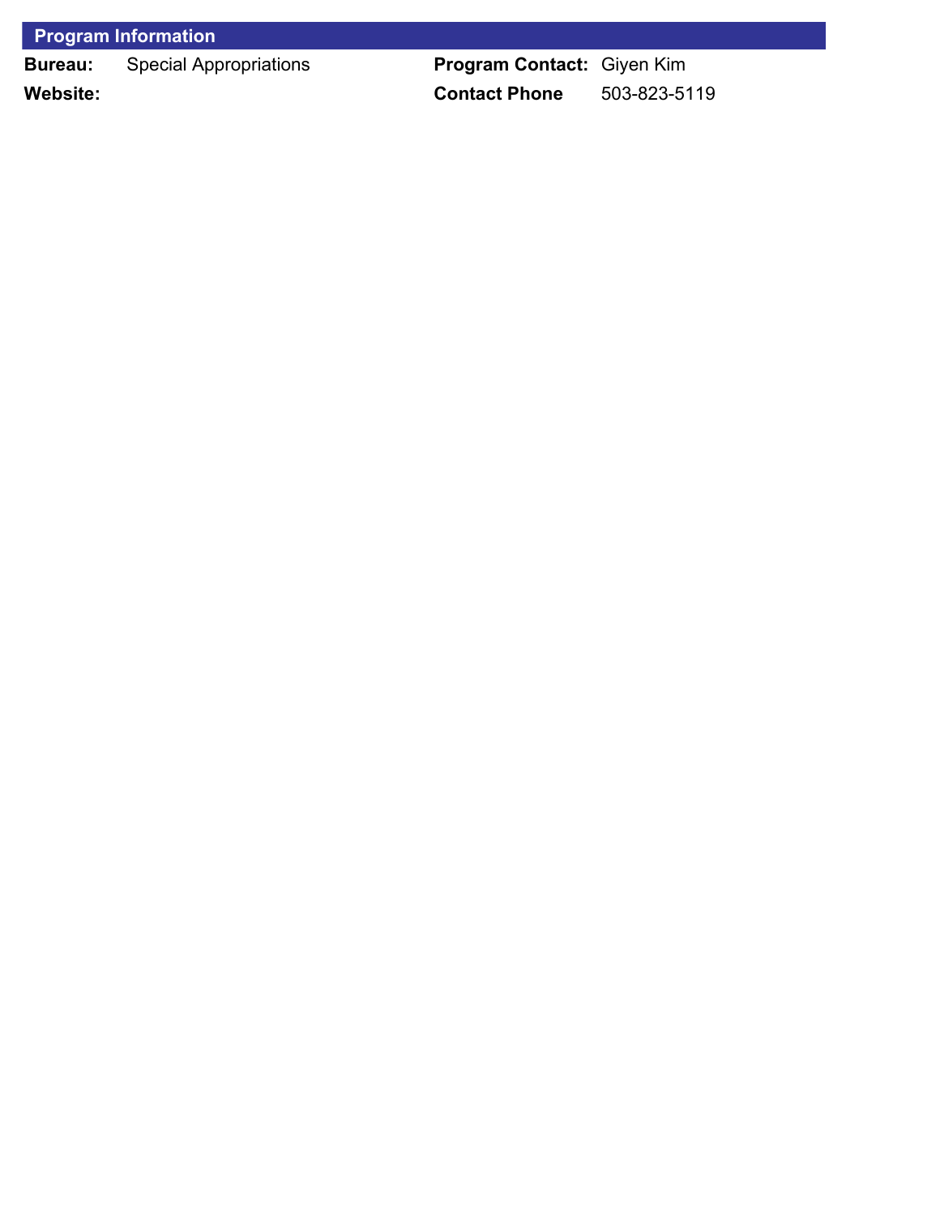## Program Information

| | | | |
|---|---|---|---|
| **Bureau:** | Special Appropriations | **Program Contact:** | Giyen Kim |
| **Website:** | | **Contact Phone** | 503-823-5119 |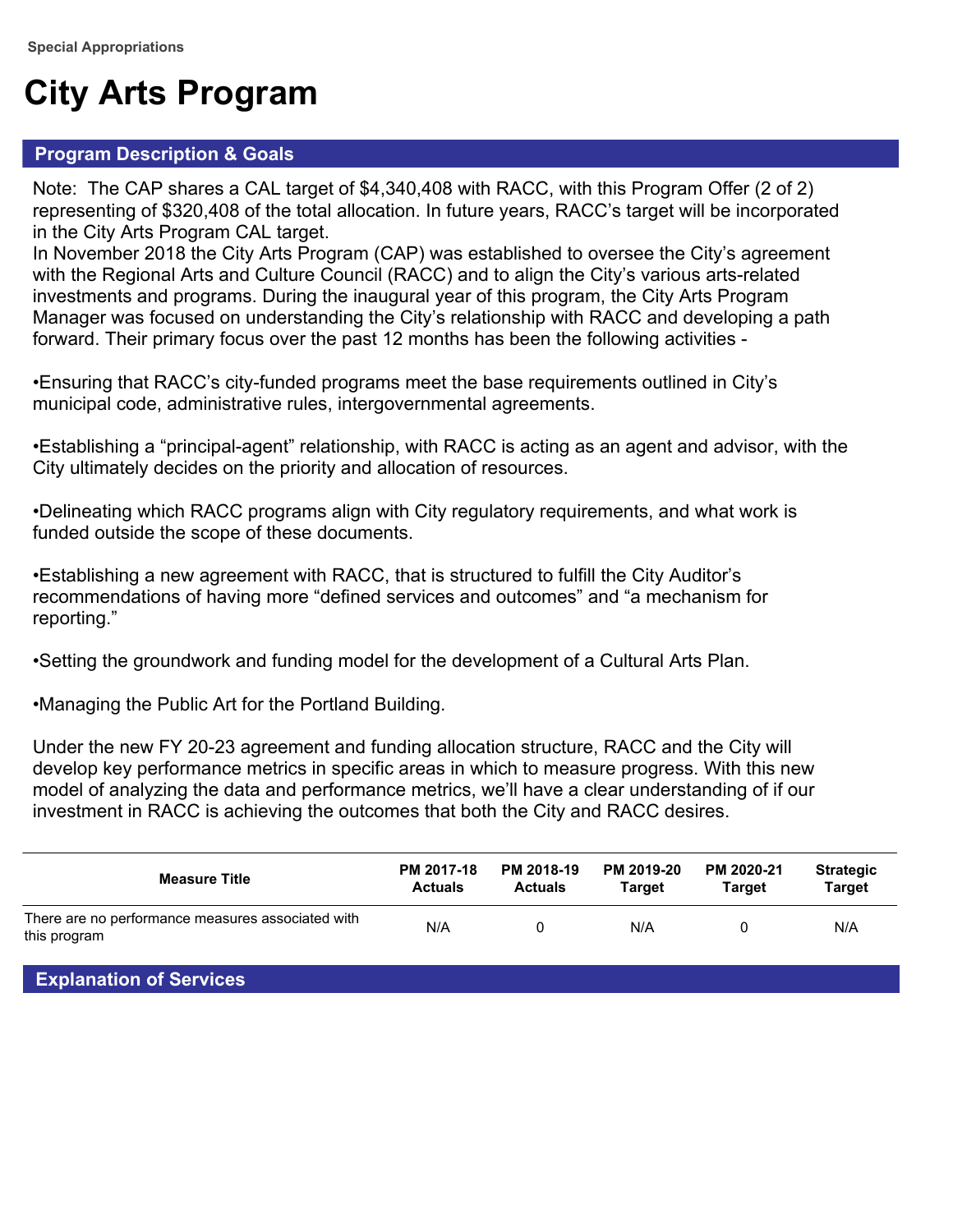Special Appropriations

# City Arts Program

## Program Description & Goals

Note: The CAP shares a CAL target of $4,340,408 with RACC, with this Program Offer (2 of 2) representing of $320,408 of the total allocation. In future years, RACC's target will be incorporated in the City Arts Program CAL target.
In November 2018 the City Arts Program (CAP) was established to oversee the City's agreement with the Regional Arts and Culture Council (RACC) and to align the City's various arts-related investments and programs. During the inaugural year of this program, the City Arts Program Manager was focused on understanding the City's relationship with RACC and developing a path forward. Their primary focus over the past 12 months has been the following activities -

•Ensuring that RACC's city-funded programs meet the base requirements outlined in City's municipal code, administrative rules, intergovernmental agreements.

•Establishing a "principal-agent" relationship, with RACC is acting as an agent and advisor, with the City ultimately decides on the priority and allocation of resources.

•Delineating which RACC programs align with City regulatory requirements, and what work is funded outside the scope of these documents.

•Establishing a new agreement with RACC, that is structured to fulfill the City Auditor's recommendations of having more "defined services and outcomes" and "a mechanism for reporting."

•Setting the groundwork and funding model for the development of a Cultural Arts Plan.

•Managing the Public Art for the Portland Building.

Under the new FY 20-23 agreement and funding allocation structure, RACC and the City will develop key performance metrics in specific areas in which to measure progress. With this new model of analyzing the data and performance metrics, we'll have a clear understanding of if our investment in RACC is achieving the outcomes that both the City and RACC desires.

| Measure Title | PM 2017-18 Actuals | PM 2018-19 Actuals | PM 2019-20 Target | PM 2020-21 Target | Strategic Target |
|---|---|---|---|---|---|
| There are no performance measures associated with this program | N/A | 0 | N/A | 0 | N/A |

## Explanation of Services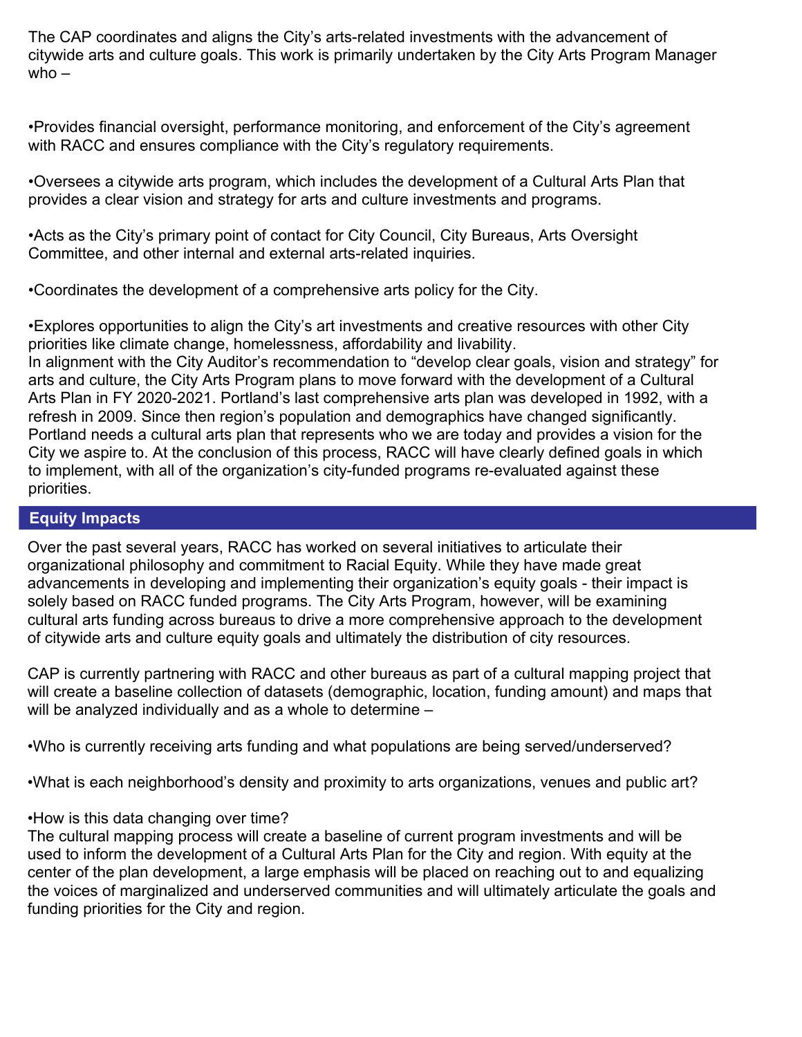The CAP coordinates and aligns the City's arts-related investments with the advancement of citywide arts and culture goals. This work is primarily undertaken by the City Arts Program Manager who –

- Provides financial oversight, performance monitoring, and enforcement of the City's agreement with RACC and ensures compliance with the City's regulatory requirements.
- Oversees a citywide arts program, which includes the development of a Cultural Arts Plan that provides a clear vision and strategy for arts and culture investments and programs.
- Acts as the City's primary point of contact for City Council, City Bureaus, Arts Oversight Committee, and other internal and external arts-related inquiries.
- Coordinates the development of a comprehensive arts policy for the City.
- Explores opportunities to align the City's art investments and creative resources with other City priorities like climate change, homelessness, affordability and livability.

In alignment with the City Auditor's recommendation to "develop clear goals, vision and strategy" for arts and culture, the City Arts Program plans to move forward with the development of a Cultural Arts Plan in FY 2020-2021. Portland's last comprehensive arts plan was developed in 1992, with a refresh in 2009. Since then region's population and demographics have changed significantly. Portland needs a cultural arts plan that represents who we are today and provides a vision for the City we aspire to. At the conclusion of this process, RACC will have clearly defined goals in which to implement, with all of the organization's city-funded programs re-evaluated against these priorities.

## Equity Impacts

Over the past several years, RACC has worked on several initiatives to articulate their organizational philosophy and commitment to Racial Equity. While they have made great advancements in developing and implementing their organization's equity goals - their impact is solely based on RACC funded programs. The City Arts Program, however, will be examining cultural arts funding across bureaus to drive a more comprehensive approach to the development of citywide arts and culture equity goals and ultimately the distribution of city resources.

CAP is currently partnering with RACC and other bureaus as part of a cultural mapping project that will create a baseline collection of datasets (demographic, location, funding amount) and maps that will be analyzed individually and as a whole to determine –

- Who is currently receiving arts funding and what populations are being served/underserved?
- What is each neighborhood's density and proximity to arts organizations, venues and public art?
- How is this data changing over time?

The cultural mapping process will create a baseline of current program investments and will be used to inform the development of a Cultural Arts Plan for the City and region. With equity at the center of the plan development, a large emphasis will be placed on reaching out to and equalizing the voices of marginalized and underserved communities and will ultimately articulate the goals and funding priorities for the City and region.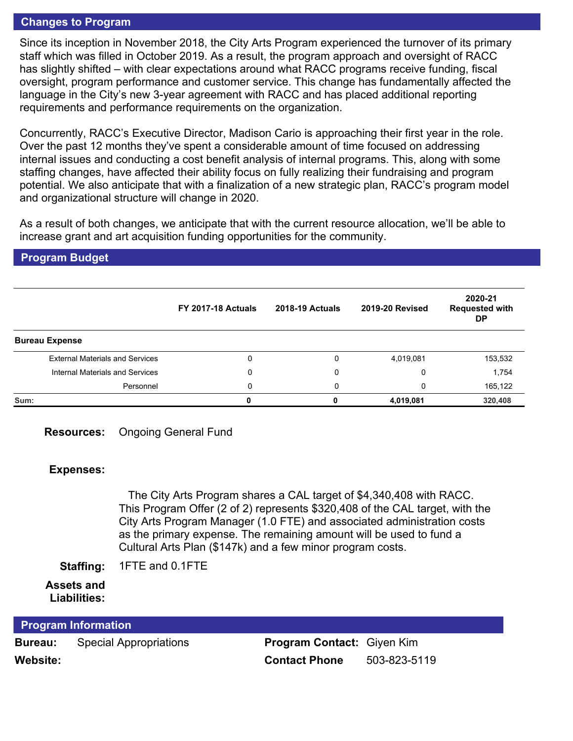## Changes to Program

Since its inception in November 2018, the City Arts Program experienced the turnover of its primary staff which was filled in October 2019. As a result, the program approach and oversight of RACC has slightly shifted – with clear expectations around what RACC programs receive funding, fiscal oversight, program performance and customer service. This change has fundamentally affected the language in the City's new 3-year agreement with RACC and has placed additional reporting requirements and performance requirements on the organization.

Concurrently, RACC's Executive Director, Madison Cario is approaching their first year in the role. Over the past 12 months they've spent a considerable amount of time focused on addressing internal issues and conducting a cost benefit analysis of internal programs. This, along with some staffing changes, have affected their ability focus on fully realizing their fundraising and program potential. We also anticipate that with a finalization of a new strategic plan, RACC's program model and organizational structure will change in 2020.

As a result of both changes, we anticipate that with the current resource allocation, we'll be able to increase grant and art acquisition funding opportunities for the community.

## Program Budget

| | FY 2017-18 Actuals | 2018-19 Actuals | 2019-20 Revised | 2020-21 Requested with DP |
|---|---|---|---|---|
| **Bureau Expense** | | | | |
| External Materials and Services | 0 | 0 | 4,019,081 | 153,532 |
| Internal Materials and Services | 0 | 0 | 0 | 1,754 |
| Personnel | 0 | 0 | 0 | 165,122 |
| **Sum:** | **0** | **0** | **4,019,081** | **320,408** |

**Resources:** Ongoing General Fund

**Expenses:**

The City Arts Program shares a CAL target of $4,340,408 with RACC. This Program Offer (2 of 2) represents $320,408 of the CAL target, with the City Arts Program Manager (1.0 FTE) and associated administration costs as the primary expense. The remaining amount will be used to fund a Cultural Arts Plan ($147k) and a few minor program costs.

**Staffing:** 1FTE and 0.1FTE

**Assets and Liabilities:**

## Program Information

**Bureau:** Special Appropriations

**Website:**

**Program Contact:** Giyen Kim

**Contact Phone** 503-823-5119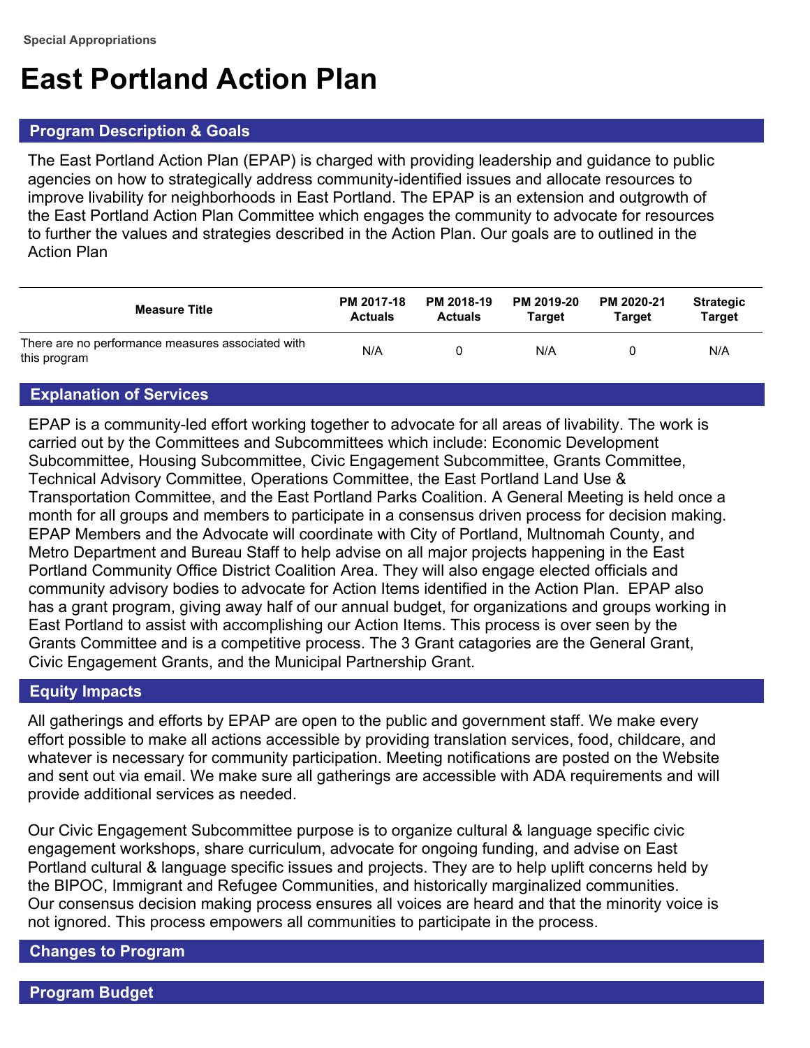Special Appropriations

# East Portland Action Plan

## Program Description & Goals

The East Portland Action Plan (EPAP) is charged with providing leadership and guidance to public agencies on how to strategically address community-identified issues and allocate resources to improve livability for neighborhoods in East Portland. The EPAP is an extension and outgrowth of the East Portland Action Plan Committee which engages the community to advocate for resources to further the values and strategies described in the Action Plan. Our goals are to outlined in the Action Plan

| Measure Title | PM 2017-18 Actuals | PM 2018-19 Actuals | PM 2019-20 Target | PM 2020-21 Target | Strategic Target |
|---|---|---|---|---|---|
| There are no performance measures associated with this program | N/A | 0 | N/A | 0 | N/A |

## Explanation of Services

EPAP is a community-led effort working together to advocate for all areas of livability. The work is carried out by the Committees and Subcommittees which include: Economic Development Subcommittee, Housing Subcommittee, Civic Engagement Subcommittee, Grants Committee, Technical Advisory Committee, Operations Committee, the East Portland Land Use & Transportation Committee, and the East Portland Parks Coalition. A General Meeting is held once a month for all groups and members to participate in a consensus driven process for decision making. EPAP Members and the Advocate will coordinate with City of Portland, Multnomah County, and Metro Department and Bureau Staff to help advise on all major projects happening in the East Portland Community Office District Coalition Area. They will also engage elected officials and community advisory bodies to advocate for Action Items identified in the Action Plan. EPAP also has a grant program, giving away half of our annual budget, for organizations and groups working in East Portland to assist with accomplishing our Action Items. This process is over seen by the Grants Committee and is a competitive process. The 3 Grant catagories are the General Grant, Civic Engagement Grants, and the Municipal Partnership Grant.

## Equity Impacts

All gatherings and efforts by EPAP are open to the public and government staff. We make every effort possible to make all actions accessible by providing translation services, food, childcare, and whatever is necessary for community participation. Meeting notifications are posted on the Website and sent out via email. We make sure all gatherings are accessible with ADA requirements and will provide additional services as needed.

Our Civic Engagement Subcommittee purpose is to organize cultural & language specific civic engagement workshops, share curriculum, advocate for ongoing funding, and advise on East Portland cultural & language specific issues and projects. They are to help uplift concerns held by the BIPOC, Immigrant and Refugee Communities, and historically marginalized communities. Our consensus decision making process ensures all voices are heard and that the minority voice is not ignored. This process empowers all communities to participate in the process.

## Changes to Program

## Program Budget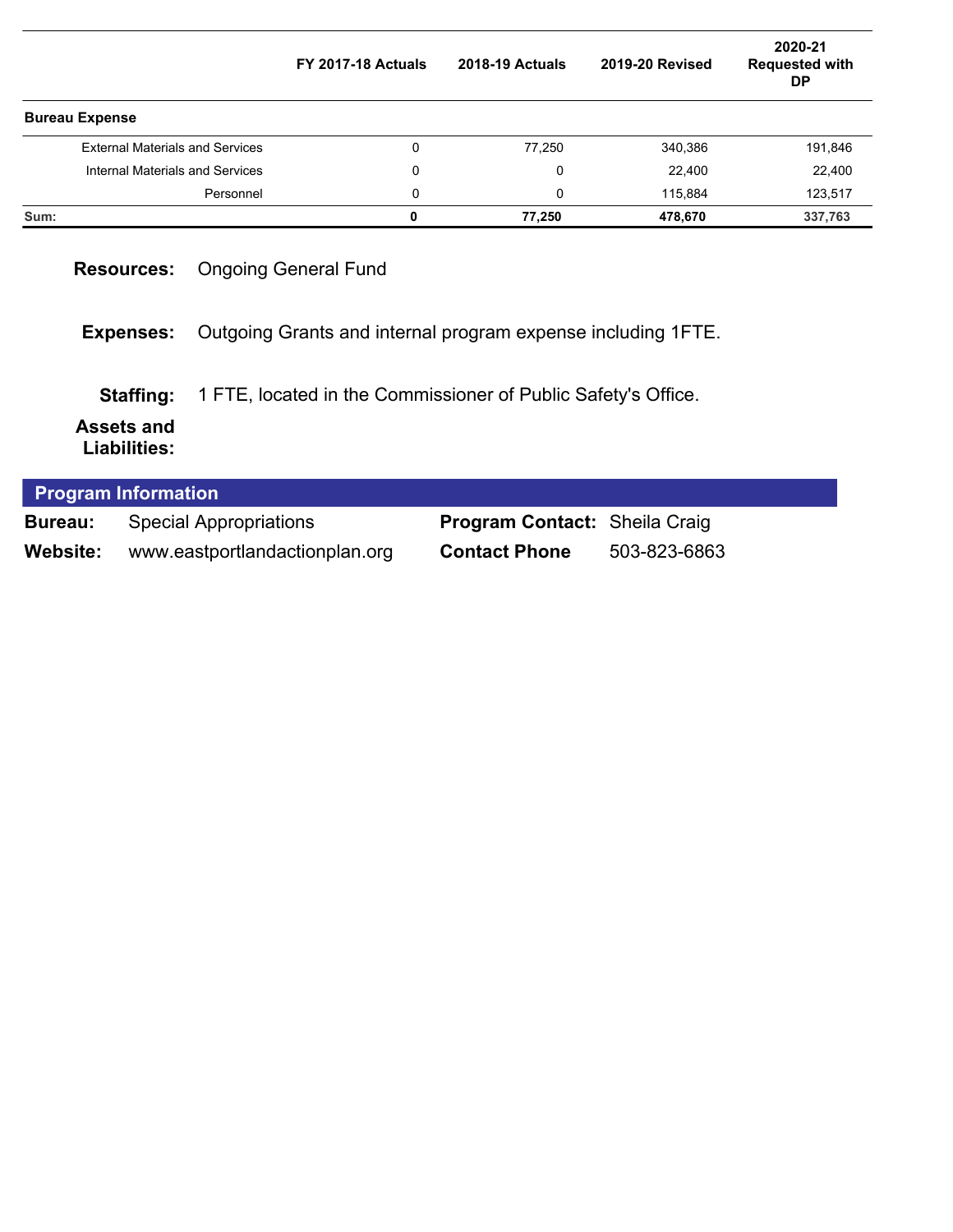| | FY 2017-18 Actuals | 2018-19 Actuals | 2019-20 Revised | 2020-21 Requested with DP |
|---|---|---|---|---|
| **Bureau Expense** | | | | |
| External Materials and Services | 0 | 77,250 | 340,386 | 191,846 |
| Internal Materials and Services | 0 | 0 | 22,400 | 22,400 |
| Personnel | 0 | 0 | 115,884 | 123,517 |
| **Sum:** | **0** | **77,250** | **478,670** | **337,763** |

**Resources:** Ongoing General Fund

**Expenses:** Outgoing Grants and internal program expense including 1FTE.

**Staffing:** 1 FTE, located in the Commissioner of Public Safety's Office.

**Assets and Liabilities:**

## Program Information

**Bureau:** Special Appropriations

**Program Contact:** Sheila Craig

**Website:** www.eastportlandactionplan.org

**Contact Phone** 503-823-6863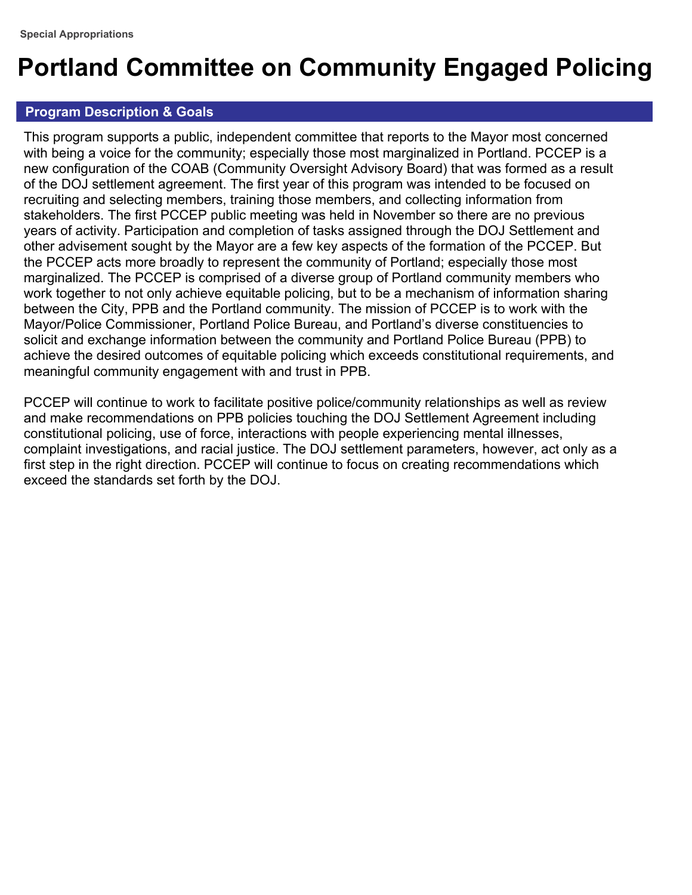Special Appropriations

# Portland Committee on Community Engaged Policing

## Program Description & Goals

This program supports a public, independent committee that reports to the Mayor most concerned with being a voice for the community; especially those most marginalized in Portland. PCCEP is a new configuration of the COAB (Community Oversight Advisory Board) that was formed as a result of the DOJ settlement agreement. The first year of this program was intended to be focused on recruiting and selecting members, training those members, and collecting information from stakeholders. The first PCCEP public meeting was held in November so there are no previous years of activity. Participation and completion of tasks assigned through the DOJ Settlement and other advisement sought by the Mayor are a few key aspects of the formation of the PCCEP. But the PCCEP acts more broadly to represent the community of Portland; especially those most marginalized. The PCCEP is comprised of a diverse group of Portland community members who work together to not only achieve equitable policing, but to be a mechanism of information sharing between the City, PPB and the Portland community. The mission of PCCEP is to work with the Mayor/Police Commissioner, Portland Police Bureau, and Portland's diverse constituencies to solicit and exchange information between the community and Portland Police Bureau (PPB) to achieve the desired outcomes of equitable policing which exceeds constitutional requirements, and meaningful community engagement with and trust in PPB.

PCCEP will continue to work to facilitate positive police/community relationships as well as review and make recommendations on PPB policies touching the DOJ Settlement Agreement including constitutional policing, use of force, interactions with people experiencing mental illnesses, complaint investigations, and racial justice. The DOJ settlement parameters, however, act only as a first step in the right direction. PCCEP will continue to focus on creating recommendations which exceed the standards set forth by the DOJ.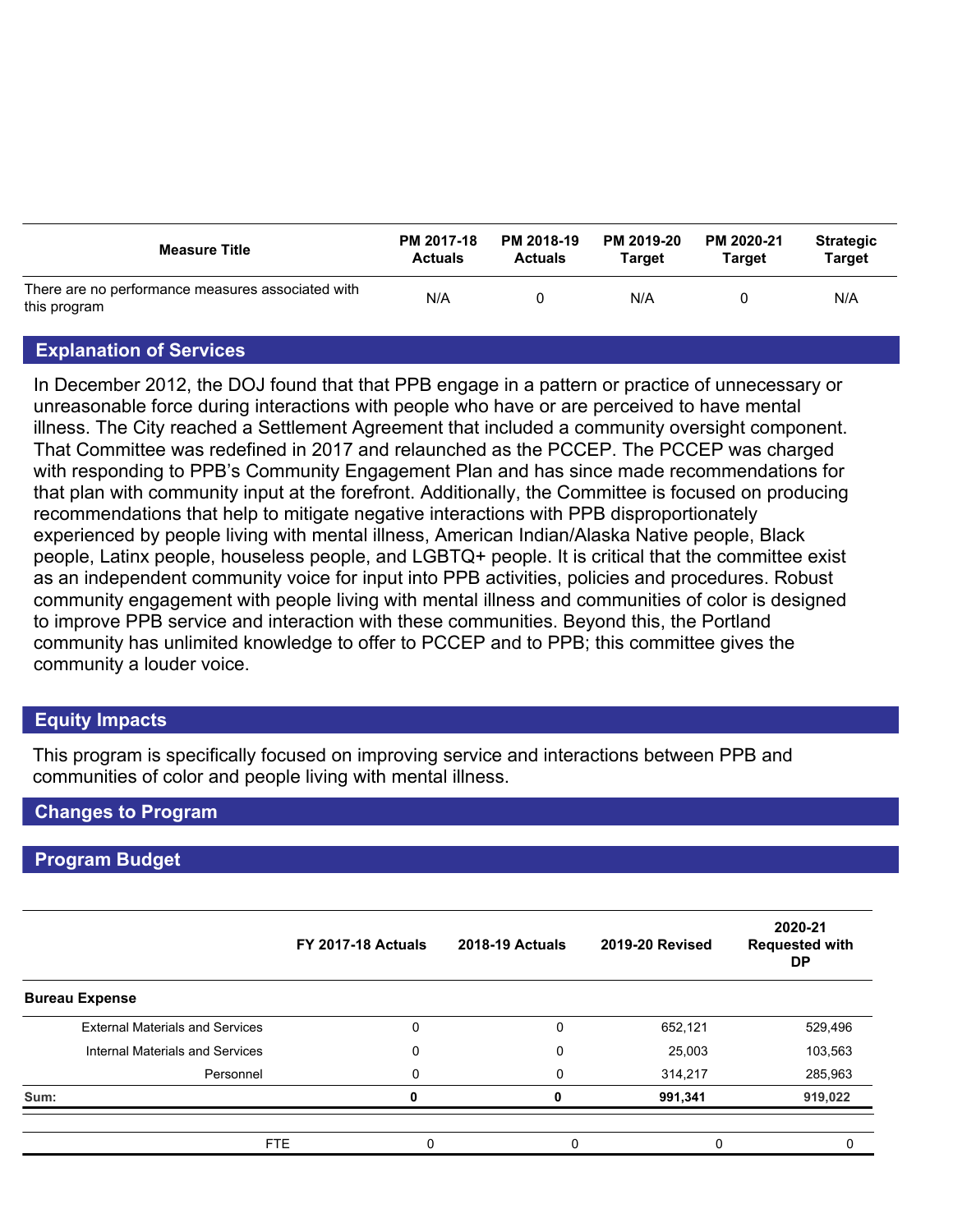| Measure Title | PM 2017-18 Actuals | PM 2018-19 Actuals | PM 2019-20 Target | PM 2020-21 Target | Strategic Target |
|---|---|---|---|---|---|
| There are no performance measures associated with this program | N/A | 0 | N/A | 0 | N/A |

## Explanation of Services

In December 2012, the DOJ found that that PPB engage in a pattern or practice of unnecessary or unreasonable force during interactions with people who have or are perceived to have mental illness. The City reached a Settlement Agreement that included a community oversight component. That Committee was redefined in 2017 and relaunched as the PCCEP. The PCCEP was charged with responding to PPB's Community Engagement Plan and has since made recommendations for that plan with community input at the forefront. Additionally, the Committee is focused on producing recommendations that help to mitigate negative interactions with PPB disproportionately experienced by people living with mental illness, American Indian/Alaska Native people, Black people, Latinx people, houseless people, and LGBTQ+ people. It is critical that the committee exist as an independent community voice for input into PPB activities, policies and procedures. Robust community engagement with people living with mental illness and communities of color is designed to improve PPB service and interaction with these communities. Beyond this, the Portland community has unlimited knowledge to offer to PCCEP and to PPB; this committee gives the community a louder voice.

## Equity Impacts

This program is specifically focused on improving service and interactions between PPB and communities of color and people living with mental illness.

## Changes to Program

## Program Budget

| | FY 2017-18 Actuals | 2018-19 Actuals | 2019-20 Revised | 2020-21 Requested with DP |
|---|---|---|---|---|
| **Bureau Expense** | | | | |
| External Materials and Services | 0 | 0 | 652,121 | 529,496 |
| Internal Materials and Services | 0 | 0 | 25,003 | 103,563 |
| Personnel | 0 | 0 | 314,217 | 285,963 |
| **Sum:** | **0** | **0** | **991,341** | **919,022** |
| FTE | 0 | 0 | 0 | 0 |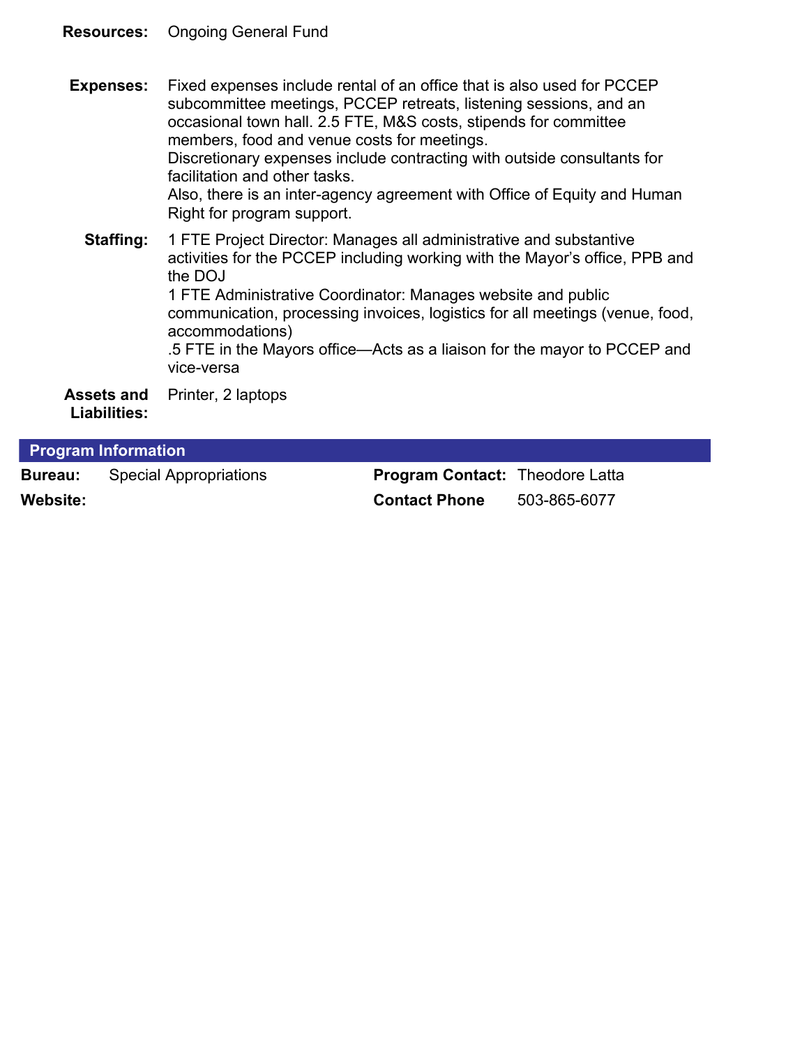**Resources:** Ongoing General Fund

**Expenses:** Fixed expenses include rental of an office that is also used for PCCEP subcommittee meetings, PCCEP retreats, listening sessions, and an occasional town hall. 2.5 FTE, M&S costs, stipends for committee members, food and venue costs for meetings.
Discretionary expenses include contracting with outside consultants for facilitation and other tasks.
Also, there is an inter-agency agreement with Office of Equity and Human Right for program support.

**Staffing:** 1 FTE Project Director: Manages all administrative and substantive activities for the PCCEP including working with the Mayor's office, PPB and the DOJ
1 FTE Administrative Coordinator: Manages website and public communication, processing invoices, logistics for all meetings (venue, food, accommodations)
.5 FTE in the Mayors office—Acts as a liaison for the mayor to PCCEP and vice-versa

**Assets and Liabilities:** Printer, 2 laptops

## Program Information

| | | | |
|---|---|---|---|
| **Bureau:** | Special Appropriations | **Program Contact:** | Theodore Latta |
| **Website:** | | **Contact Phone** | 503-865-6077 |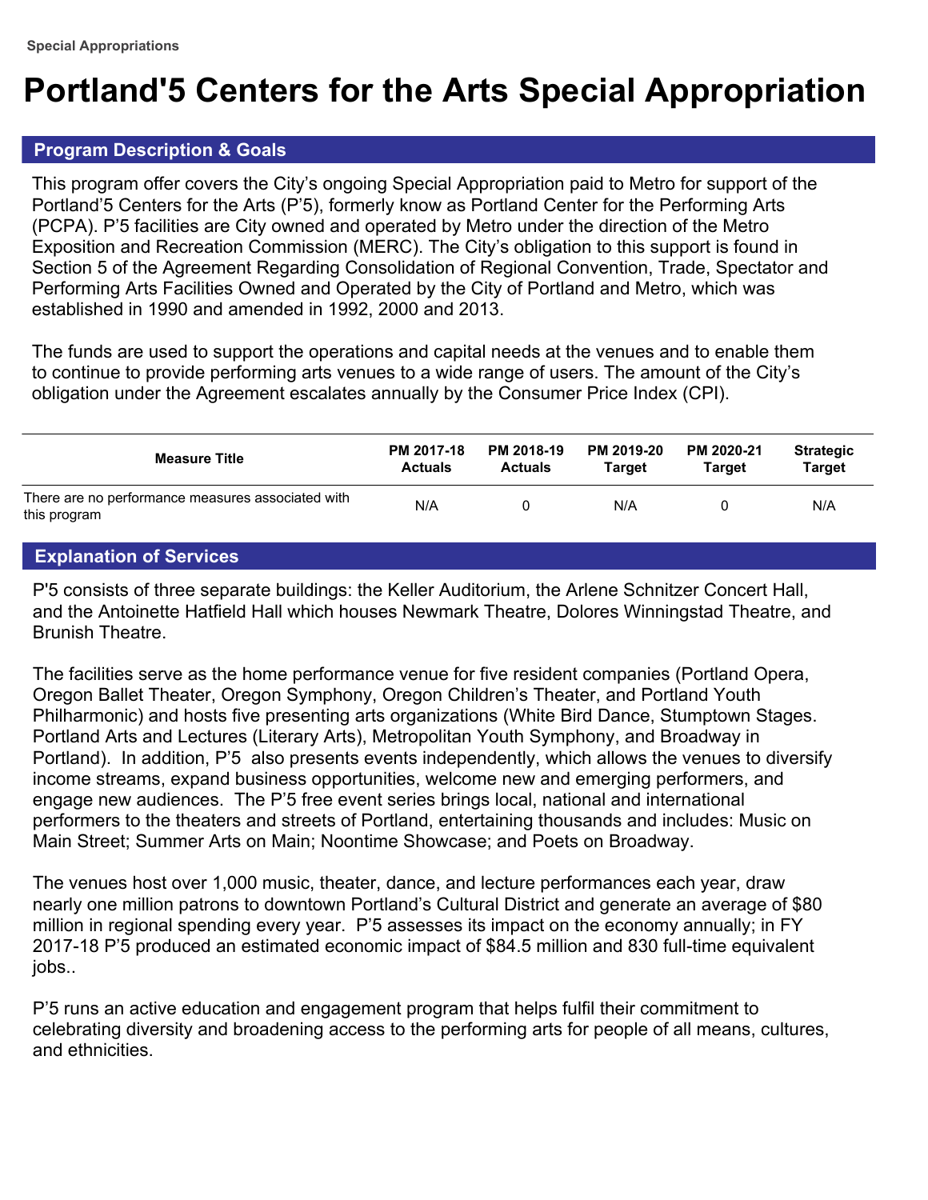Special Appropriations

# Portland'5 Centers for the Arts Special Appropriation

## Program Description & Goals

This program offer covers the City's ongoing Special Appropriation paid to Metro for support of the Portland'5 Centers for the Arts (P'5), formerly know as Portland Center for the Performing Arts (PCPA). P'5 facilities are City owned and operated by Metro under the direction of the Metro Exposition and Recreation Commission (MERC). The City's obligation to this support is found in Section 5 of the Agreement Regarding Consolidation of Regional Convention, Trade, Spectator and Performing Arts Facilities Owned and Operated by the City of Portland and Metro, which was established in 1990 and amended in 1992, 2000 and 2013.

The funds are used to support the operations and capital needs at the venues and to enable them to continue to provide performing arts venues to a wide range of users. The amount of the City's obligation under the Agreement escalates annually by the Consumer Price Index (CPI).

| Measure Title | PM 2017-18 Actuals | PM 2018-19 Actuals | PM 2019-20 Target | PM 2020-21 Target | Strategic Target |
|---|---|---|---|---|---|
| There are no performance measures associated with this program | N/A | 0 | N/A | 0 | N/A |

## Explanation of Services

P'5 consists of three separate buildings: the Keller Auditorium, the Arlene Schnitzer Concert Hall, and the Antoinette Hatfield Hall which houses Newmark Theatre, Dolores Winningstad Theatre, and Brunish Theatre.

The facilities serve as the home performance venue for five resident companies (Portland Opera, Oregon Ballet Theater, Oregon Symphony, Oregon Children's Theater, and Portland Youth Philharmonic) and hosts five presenting arts organizations (White Bird Dance, Stumptown Stages. Portland Arts and Lectures (Literary Arts), Metropolitan Youth Symphony, and Broadway in Portland). In addition, P'5 also presents events independently, which allows the venues to diversify income streams, expand business opportunities, welcome new and emerging performers, and engage new audiences. The P'5 free event series brings local, national and international performers to the theaters and streets of Portland, entertaining thousands and includes: Music on Main Street; Summer Arts on Main; Noontime Showcase; and Poets on Broadway.

The venues host over 1,000 music, theater, dance, and lecture performances each year, draw nearly one million patrons to downtown Portland's Cultural District and generate an average of $80 million in regional spending every year. P'5 assesses its impact on the economy annually; in FY 2017-18 P'5 produced an estimated economic impact of $84.5 million and 830 full-time equivalent jobs..

P'5 runs an active education and engagement program that helps fulfil their commitment to celebrating diversity and broadening access to the performing arts for people of all means, cultures, and ethnicities.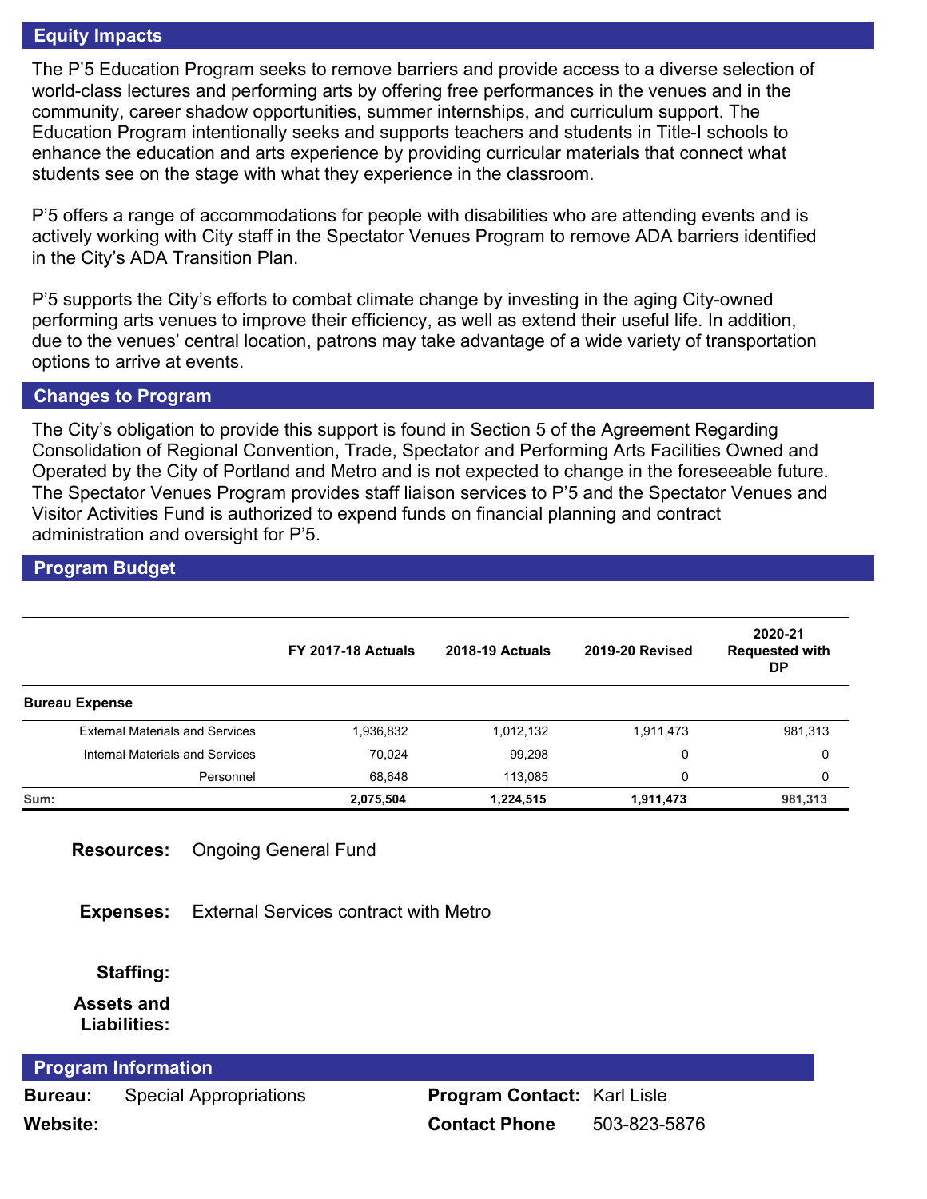## Equity Impacts

The P'5 Education Program seeks to remove barriers and provide access to a diverse selection of world-class lectures and performing arts by offering free performances in the venues and in the community, career shadow opportunities, summer internships, and curriculum support. The Education Program intentionally seeks and supports teachers and students in Title-I schools to enhance the education and arts experience by providing curricular materials that connect what students see on the stage with what they experience in the classroom.

P'5 offers a range of accommodations for people with disabilities who are attending events and is actively working with City staff in the Spectator Venues Program to remove ADA barriers identified in the City's ADA Transition Plan.

P'5 supports the City's efforts to combat climate change by investing in the aging City-owned performing arts venues to improve their efficiency, as well as extend their useful life. In addition, due to the venues' central location, patrons may take advantage of a wide variety of transportation options to arrive at events.

## Changes to Program

The City's obligation to provide this support is found in Section 5 of the Agreement Regarding Consolidation of Regional Convention, Trade, Spectator and Performing Arts Facilities Owned and Operated by the City of Portland and Metro and is not expected to change in the foreseeable future. The Spectator Venues Program provides staff liaison services to P'5 and the Spectator Venues and Visitor Activities Fund is authorized to expend funds on financial planning and contract administration and oversight for P'5.

## Program Budget

| | FY 2017-18 Actuals | 2018-19 Actuals | 2019-20 Revised | 2020-21 Requested with DP |
|---|---|---|---|---|
| **Bureau Expense** | | | | |
| External Materials and Services | 1,936,832 | 1,012,132 | 1,911,473 | 981,313 |
| Internal Materials and Services | 70,024 | 99,298 | 0 | 0 |
| Personnel | 68,648 | 113,085 | 0 | 0 |
| **Sum:** | **2,075,504** | **1,224,515** | **1,911,473** | **981,313** |

**Resources:** Ongoing General Fund

**Expenses:** External Services contract with Metro

**Staffing:**

**Assets and Liabilities:**

## Program Information

**Bureau:** Special Appropriations

**Website:**

**Program Contact:** Karl Lisle

**Contact Phone** 503-823-5876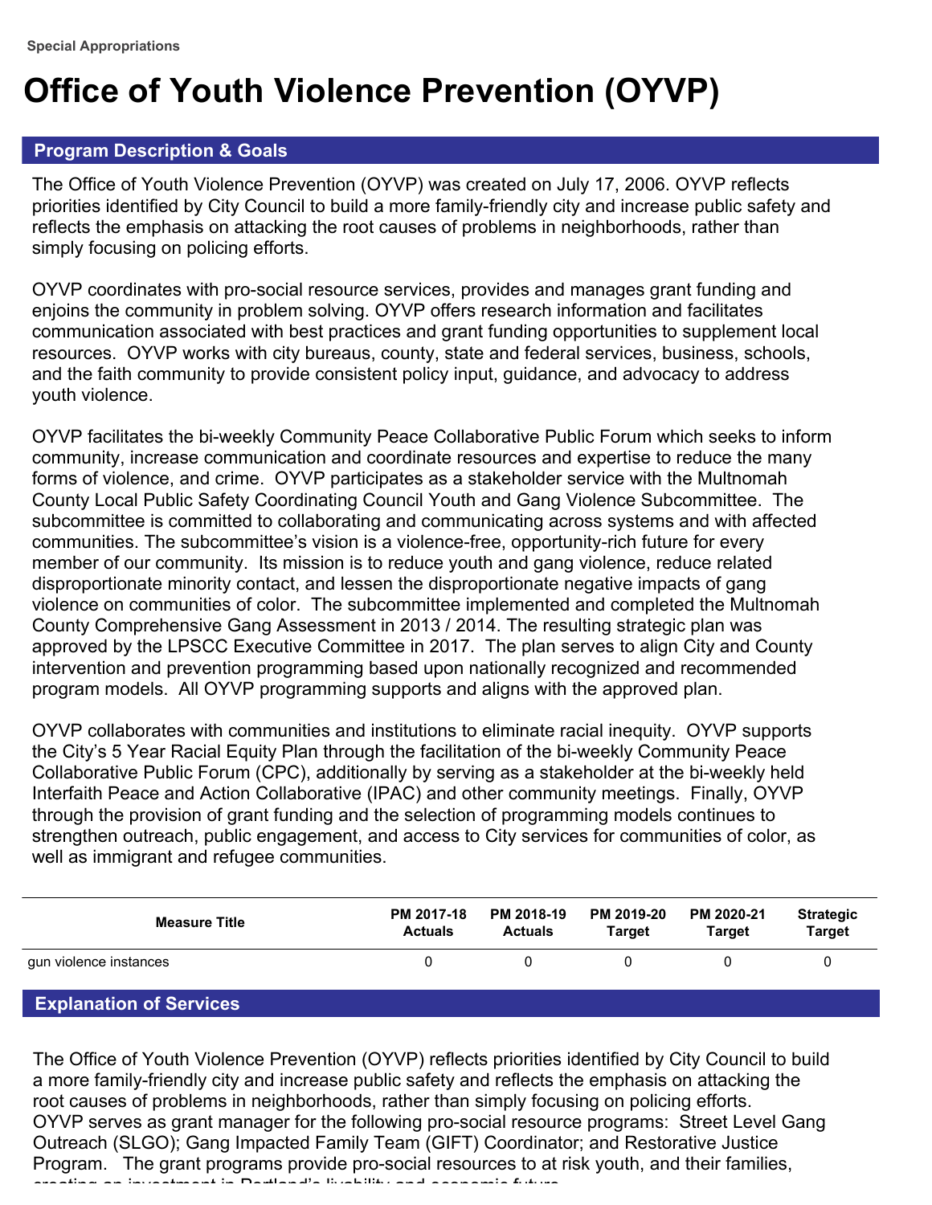Special Appropriations

# Office of Youth Violence Prevention (OYVP)

## Program Description & Goals

The Office of Youth Violence Prevention (OYVP) was created on July 17, 2006. OYVP reflects priorities identified by City Council to build a more family-friendly city and increase public safety and reflects the emphasis on attacking the root causes of problems in neighborhoods, rather than simply focusing on policing efforts.

OYVP coordinates with pro-social resource services, provides and manages grant funding and enjoins the community in problem solving. OYVP offers research information and facilitates communication associated with best practices and grant funding opportunities to supplement local resources. OYVP works with city bureaus, county, state and federal services, business, schools, and the faith community to provide consistent policy input, guidance, and advocacy to address youth violence.

OYVP facilitates the bi-weekly Community Peace Collaborative Public Forum which seeks to inform community, increase communication and coordinate resources and expertise to reduce the many forms of violence, and crime. OYVP participates as a stakeholder service with the Multnomah County Local Public Safety Coordinating Council Youth and Gang Violence Subcommittee. The subcommittee is committed to collaborating and communicating across systems and with affected communities. The subcommittee's vision is a violence-free, opportunity-rich future for every member of our community. Its mission is to reduce youth and gang violence, reduce related disproportionate minority contact, and lessen the disproportionate negative impacts of gang violence on communities of color. The subcommittee implemented and completed the Multnomah County Comprehensive Gang Assessment in 2013 / 2014. The resulting strategic plan was approved by the LPSCC Executive Committee in 2017. The plan serves to align City and County intervention and prevention programming based upon nationally recognized and recommended program models. All OYVP programming supports and aligns with the approved plan.

OYVP collaborates with communities and institutions to eliminate racial inequity. OYVP supports the City's 5 Year Racial Equity Plan through the facilitation of the bi-weekly Community Peace Collaborative Public Forum (CPC), additionally by serving as a stakeholder at the bi-weekly held Interfaith Peace and Action Collaborative (IPAC) and other community meetings. Finally, OYVP through the provision of grant funding and the selection of programming models continues to strengthen outreach, public engagement, and access to City services for communities of color, as well as immigrant and refugee communities.

| Measure Title | PM 2017-18 Actuals | PM 2018-19 Actuals | PM 2019-20 Target | PM 2020-21 Target | Strategic Target |
|---|---|---|---|---|---|
| gun violence instances | 0 | 0 | 0 | 0 | 0 |

## Explanation of Services

The Office of Youth Violence Prevention (OYVP) reflects priorities identified by City Council to build a more family-friendly city and increase public safety and reflects the emphasis on attacking the root causes of problems in neighborhoods, rather than simply focusing on policing efforts.
OYVP serves as grant manager for the following pro-social resource programs: Street Level Gang Outreach (SLGO); Gang Impacted Family Team (GIFT) Coordinator; and Restorative Justice Program. The grant programs provide pro-social resources to at risk youth, and their families, creating an investment in Portland's livability and economic future.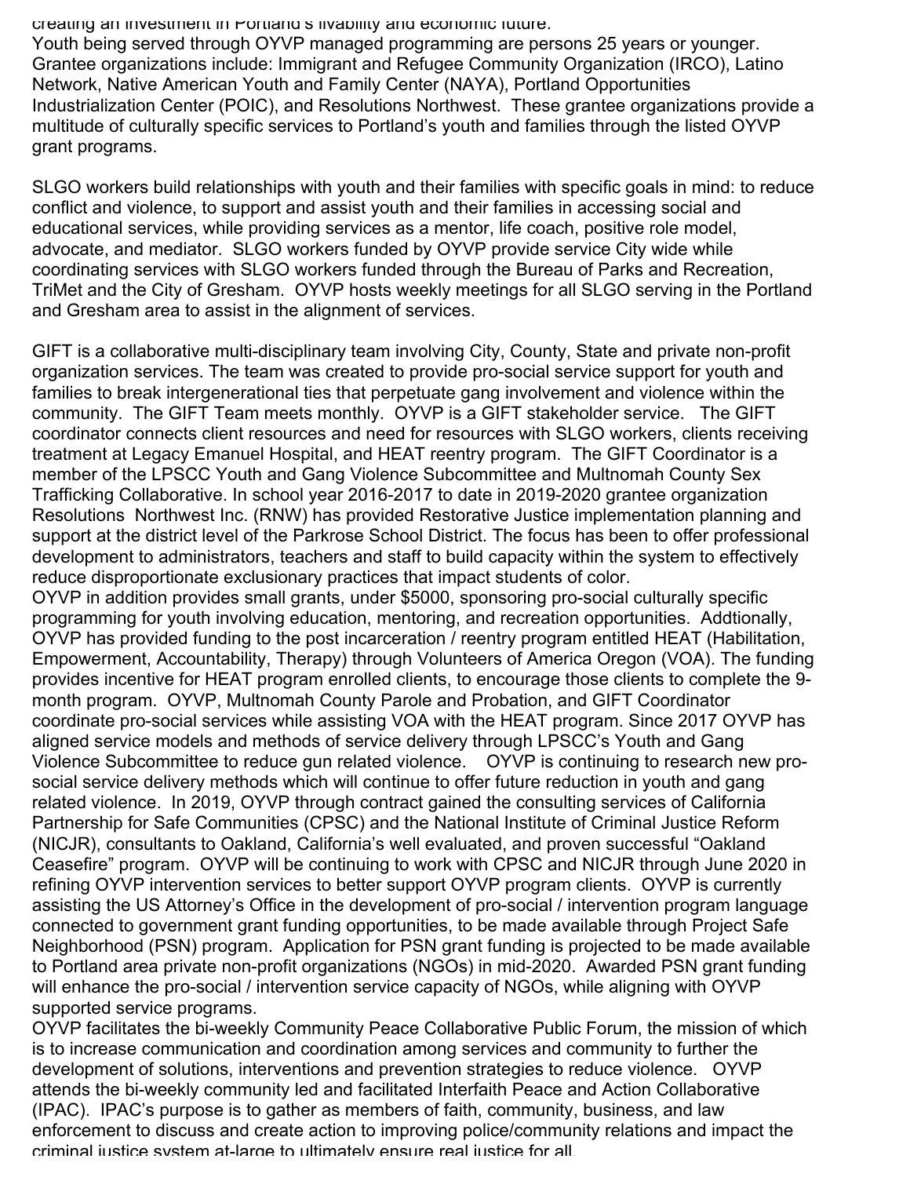creating an investment in Portland's livability and economic future.
Youth being served through OYVP managed programming are persons 25 years or younger. Grantee organizations include: Immigrant and Refugee Community Organization (IRCO), Latino Network, Native American Youth and Family Center (NAYA), Portland Opportunities Industrialization Center (POIC), and Resolutions Northwest. These grantee organizations provide a multitude of culturally specific services to Portland's youth and families through the listed OYVP grant programs.

SLGO workers build relationships with youth and their families with specific goals in mind: to reduce conflict and violence, to support and assist youth and their families in accessing social and educational services, while providing services as a mentor, life coach, positive role model, advocate, and mediator. SLGO workers funded by OYVP provide service City wide while coordinating services with SLGO workers funded through the Bureau of Parks and Recreation, TriMet and the City of Gresham. OYVP hosts weekly meetings for all SLGO serving in the Portland and Gresham area to assist in the alignment of services.

GIFT is a collaborative multi-disciplinary team involving City, County, State and private non-profit organization services. The team was created to provide pro-social service support for youth and families to break intergenerational ties that perpetuate gang involvement and violence within the community. The GIFT Team meets monthly. OYVP is a GIFT stakeholder service. The GIFT coordinator connects client resources and need for resources with SLGO workers, clients receiving treatment at Legacy Emanuel Hospital, and HEAT reentry program. The GIFT Coordinator is a member of the LPSCC Youth and Gang Violence Subcommittee and Multnomah County Sex Trafficking Collaborative. In school year 2016-2017 to date in 2019-2020 grantee organization Resolutions Northwest Inc. (RNW) has provided Restorative Justice implementation planning and support at the district level of the Parkrose School District. The focus has been to offer professional development to administrators, teachers and staff to build capacity within the system to effectively reduce disproportionate exclusionary practices that impact students of color.
OYVP in addition provides small grants, under $5000, sponsoring pro-social culturally specific programming for youth involving education, mentoring, and recreation opportunities. Addtionally, OYVP has provided funding to the post incarceration / reentry program entitled HEAT (Habilitation, Empowerment, Accountability, Therapy) through Volunteers of America Oregon (VOA). The funding provides incentive for HEAT program enrolled clients, to encourage those clients to complete the 9-month program. OYVP, Multnomah County Parole and Probation, and GIFT Coordinator coordinate pro-social services while assisting VOA with the HEAT program. Since 2017 OYVP has aligned service models and methods of service delivery through LPSCC's Youth and Gang Violence Subcommittee to reduce gun related violence. OYVP is continuing to research new pro-social service delivery methods which will continue to offer future reduction in youth and gang related violence. In 2019, OYVP through contract gained the consulting services of California Partnership for Safe Communities (CPSC) and the National Institute of Criminal Justice Reform (NICJR), consultants to Oakland, California's well evaluated, and proven successful "Oakland Ceasefire" program. OYVP will be continuing to work with CPSC and NICJR through June 2020 in refining OYVP intervention services to better support OYVP program clients. OYVP is currently assisting the US Attorney's Office in the development of pro-social / intervention program language connected to government grant funding opportunities, to be made available through Project Safe Neighborhood (PSN) program. Application for PSN grant funding is projected to be made available to Portland area private non-profit organizations (NGOs) in mid-2020. Awarded PSN grant funding will enhance the pro-social / intervention service capacity of NGOs, while aligning with OYVP supported service programs.
OYVP facilitates the bi-weekly Community Peace Collaborative Public Forum, the mission of which is to increase communication and coordination among services and community to further the development of solutions, interventions and prevention strategies to reduce violence. OYVP attends the bi-weekly community led and facilitated Interfaith Peace and Action Collaborative (IPAC). IPAC's purpose is to gather as members of faith, community, business, and law enforcement to discuss and create action to improving police/community relations and impact the criminal justice system at-large to ultimately ensure real justice for all.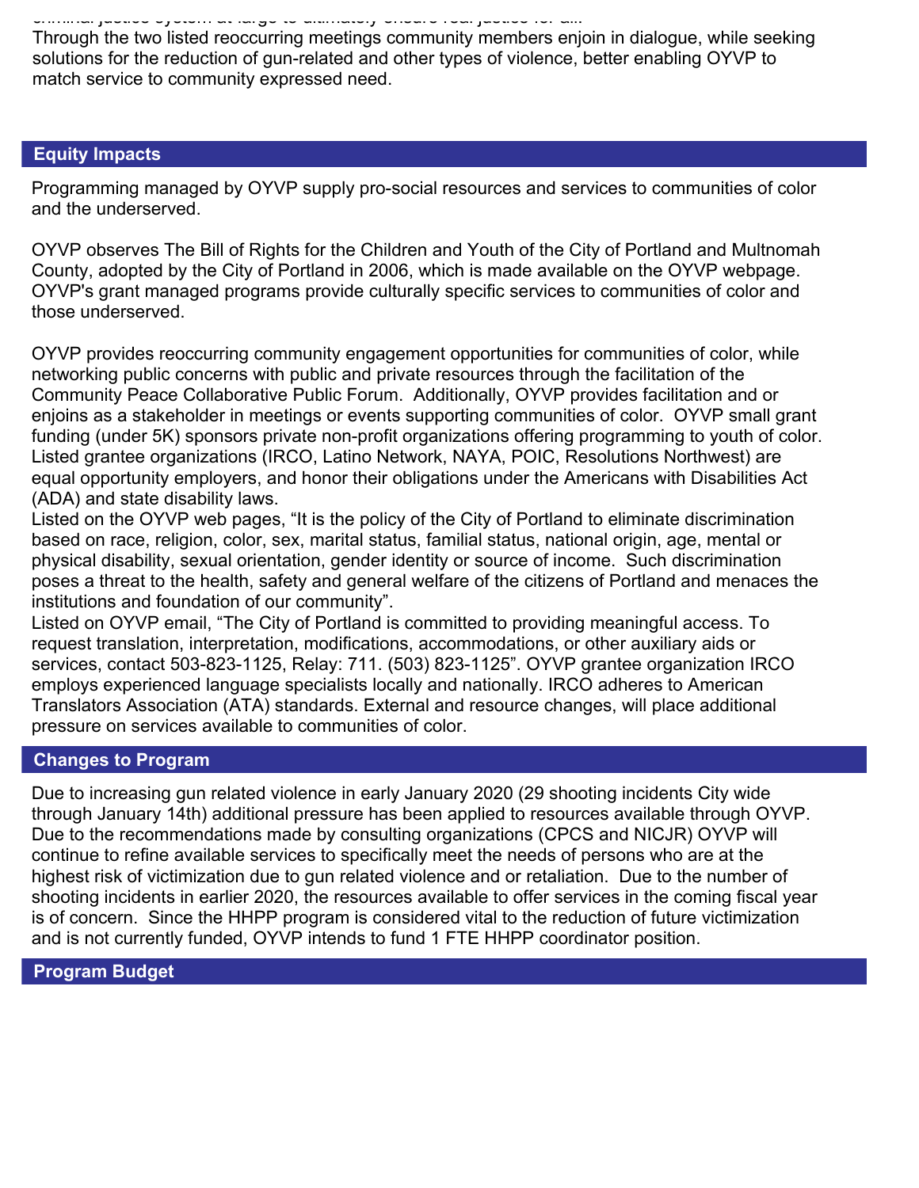criminal justice system at large to ultimately ensure real justice for all.

Through the two listed reoccurring meetings community members enjoin in dialogue, while seeking solutions for the reduction of gun-related and other types of violence, better enabling OYVP to match service to community expressed need.

## Equity Impacts

Programming managed by OYVP supply pro-social resources and services to communities of color and the underserved.

OYVP observes The Bill of Rights for the Children and Youth of the City of Portland and Multnomah County, adopted by the City of Portland in 2006, which is made available on the OYVP webpage. OYVP's grant managed programs provide culturally specific services to communities of color and those underserved.

OYVP provides reoccurring community engagement opportunities for communities of color, while networking public concerns with public and private resources through the facilitation of the Community Peace Collaborative Public Forum. Additionally, OYVP provides facilitation and or enjoins as a stakeholder in meetings or events supporting communities of color. OYVP small grant funding (under 5K) sponsors private non-profit organizations offering programming to youth of color. Listed grantee organizations (IRCO, Latino Network, NAYA, POIC, Resolutions Northwest) are equal opportunity employers, and honor their obligations under the Americans with Disabilities Act (ADA) and state disability laws.

Listed on the OYVP web pages, "It is the policy of the City of Portland to eliminate discrimination based on race, religion, color, sex, marital status, familial status, national origin, age, mental or physical disability, sexual orientation, gender identity or source of income. Such discrimination poses a threat to the health, safety and general welfare of the citizens of Portland and menaces the institutions and foundation of our community".

Listed on OYVP email, "The City of Portland is committed to providing meaningful access. To request translation, interpretation, modifications, accommodations, or other auxiliary aids or services, contact 503-823-1125, Relay: 711. (503) 823-1125". OYVP grantee organization IRCO employs experienced language specialists locally and nationally. IRCO adheres to American Translators Association (ATA) standards. External and resource changes, will place additional pressure on services available to communities of color.

## Changes to Program

Due to increasing gun related violence in early January 2020 (29 shooting incidents City wide through January 14th) additional pressure has been applied to resources available through OYVP. Due to the recommendations made by consulting organizations (CPCS and NICJR) OYVP will continue to refine available services to specifically meet the needs of persons who are at the highest risk of victimization due to gun related violence and or retaliation. Due to the number of shooting incidents in earlier 2020, the resources available to offer services in the coming fiscal year is of concern. Since the HHPP program is considered vital to the reduction of future victimization and is not currently funded, OYVP intends to fund 1 FTE HHPP coordinator position.

## Program Budget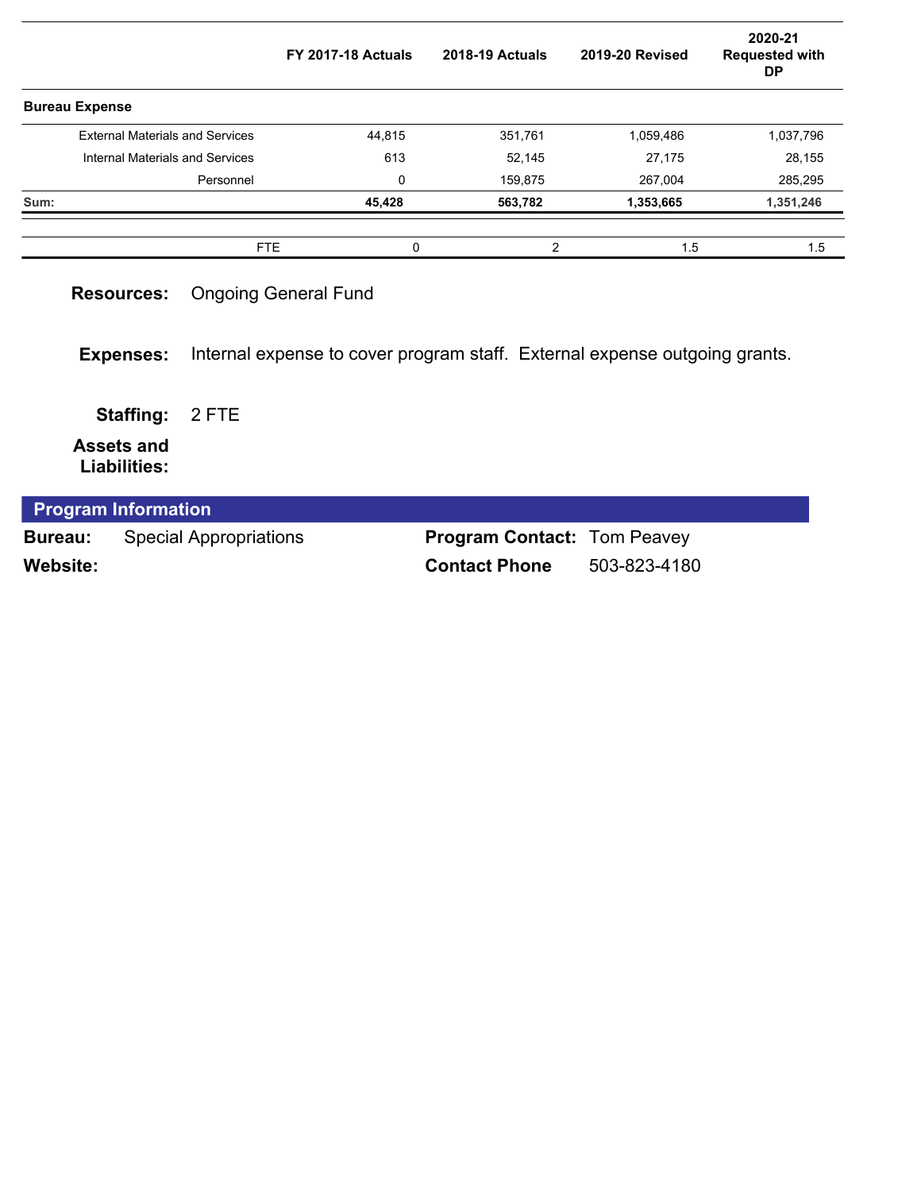| | FY 2017-18 Actuals | 2018-19 Actuals | 2019-20 Revised | 2020-21 Requested with DP |
|---|---|---|---|---|
| **Bureau Expense** | | | | |
| External Materials and Services | 44,815 | 351,761 | 1,059,486 | 1,037,796 |
| Internal Materials and Services | 613 | 52,145 | 27,175 | 28,155 |
| Personnel | 0 | 159,875 | 267,004 | 285,295 |
| **Sum:** | **45,428** | **563,782** | **1,353,665** | **1,351,246** |
| FTE | 0 | 2 | 1.5 | 1.5 |

**Resources:** Ongoing General Fund

**Expenses:** Internal expense to cover program staff. External expense outgoing grants.

**Staffing:** 2 FTE

**Assets and Liabilities:**

## Program Information

**Bureau:** Special Appropriations

**Website:**

**Program Contact:** Tom Peavey

**Contact Phone** 503-823-4180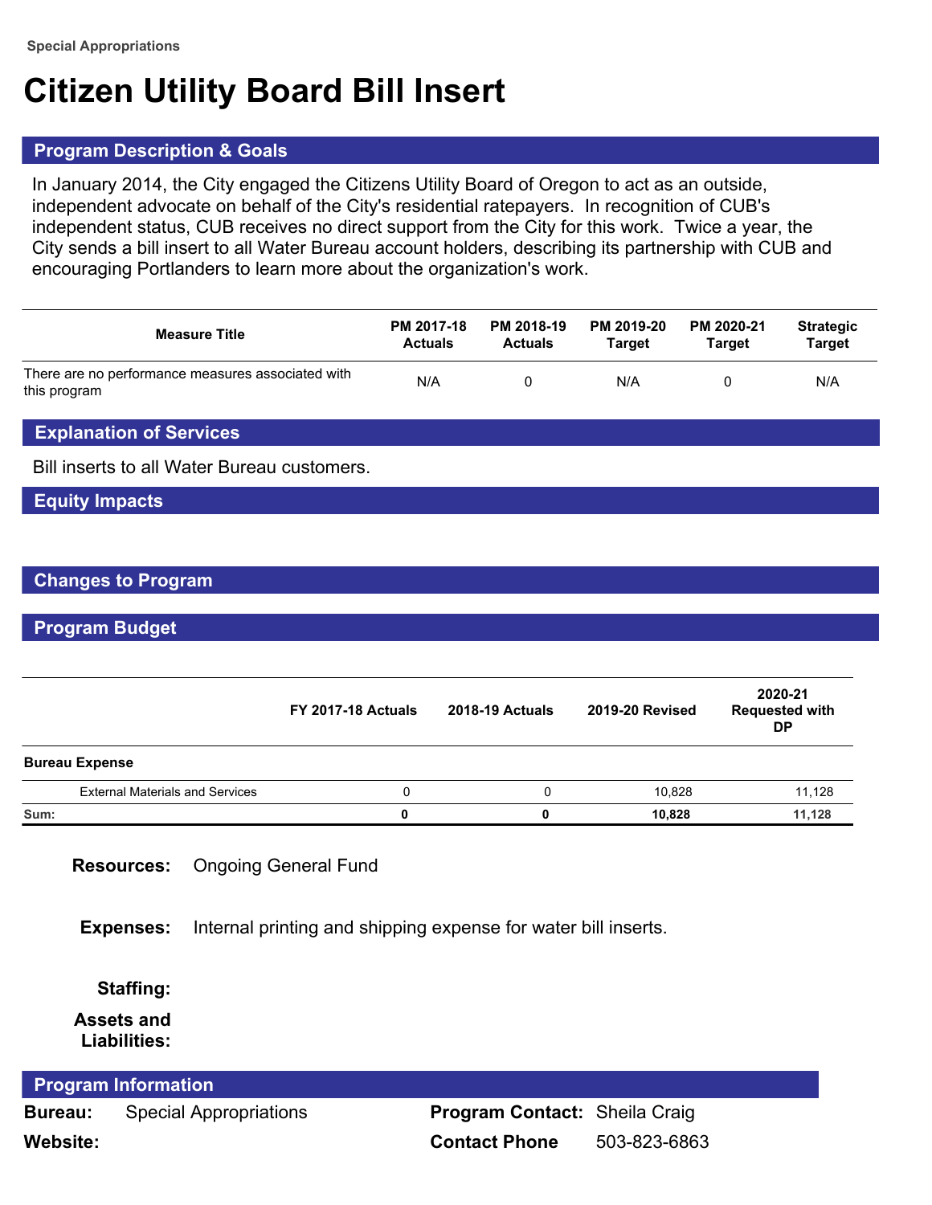Special Appropriations

# Citizen Utility Board Bill Insert

## Program Description & Goals

In January 2014, the City engaged the Citizens Utility Board of Oregon to act as an outside, independent advocate on behalf of the City's residential ratepayers. In recognition of CUB's independent status, CUB receives no direct support from the City for this work. Twice a year, the City sends a bill insert to all Water Bureau account holders, describing its partnership with CUB and encouraging Portlanders to learn more about the organization's work.

| Measure Title | PM 2017-18 Actuals | PM 2018-19 Actuals | PM 2019-20 Target | PM 2020-21 Target | Strategic Target |
|---|---|---|---|---|---|
| There are no performance measures associated with this program | N/A | 0 | N/A | 0 | N/A |

## Explanation of Services

Bill inserts to all Water Bureau customers.

## Equity Impacts

## Changes to Program

## Program Budget

| | FY 2017-18 Actuals | 2018-19 Actuals | 2019-20 Revised | 2020-21 Requested with DP |
|---|---|---|---|---|
| **Bureau Expense** | | | | |
| External Materials and Services | 0 | 0 | 10,828 | 11,128 |
| **Sum:** | **0** | **0** | **10,828** | **11,128** |

**Resources:** Ongoing General Fund

**Expenses:** Internal printing and shipping expense for water bill inserts.

**Staffing:**

**Assets and Liabilities:**

## Program Information

**Bureau:** Special Appropriations

**Website:**

**Program Contact:** Sheila Craig

**Contact Phone** 503-823-6863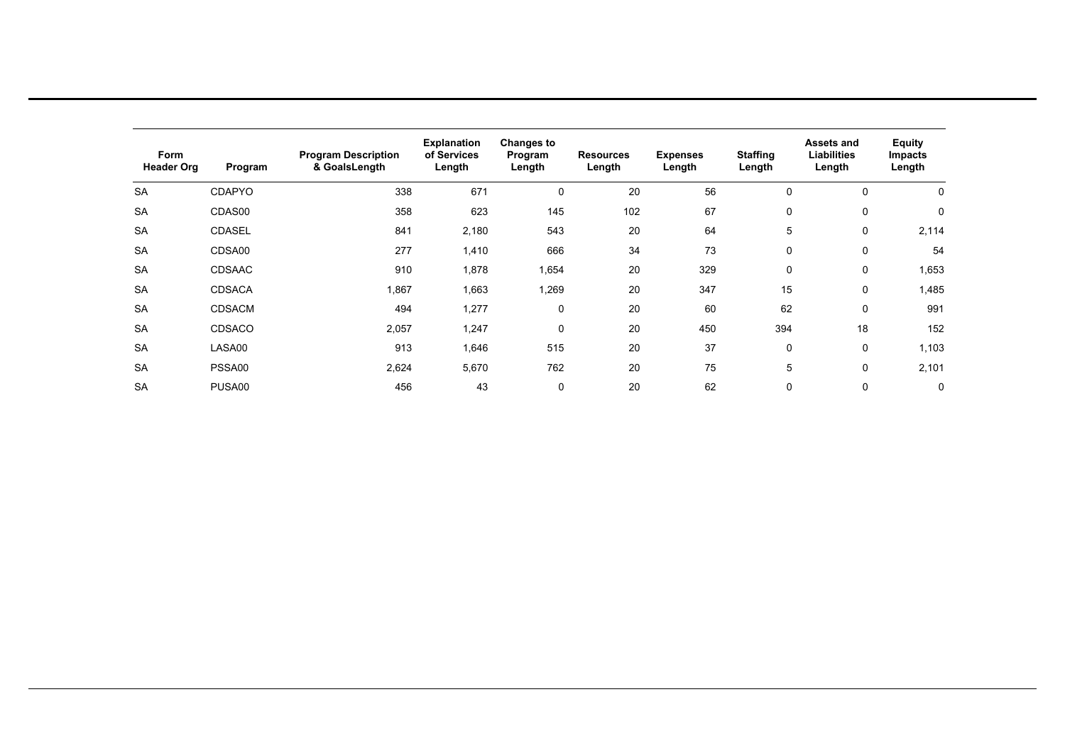| Form Header Org | Program | Program Description & GoalsLength | Explanation of Services Length | Changes to Program Length | Resources Length | Expenses Length | Staffing Length | Assets and Liabilities Length | Equity Impacts Length |
|---|---|---|---|---|---|---|---|---|---|
| SA | CDAPYO | 338 | 671 | 0 | 20 | 56 | 0 | 0 | 0 |
| SA | CDAS00 | 358 | 623 | 145 | 102 | 67 | 0 | 0 | 0 |
| SA | CDASEL | 841 | 2,180 | 543 | 20 | 64 | 5 | 0 | 2,114 |
| SA | CDSA00 | 277 | 1,410 | 666 | 34 | 73 | 0 | 0 | 54 |
| SA | CDSAAC | 910 | 1,878 | 1,654 | 20 | 329 | 0 | 0 | 1,653 |
| SA | CDSACA | 1,867 | 1,663 | 1,269 | 20 | 347 | 15 | 0 | 1,485 |
| SA | CDSACM | 494 | 1,277 | 0 | 20 | 60 | 62 | 0 | 991 |
| SA | CDSACO | 2,057 | 1,247 | 0 | 20 | 450 | 394 | 18 | 152 |
| SA | LASA00 | 913 | 1,646 | 515 | 20 | 37 | 0 | 0 | 1,103 |
| SA | PSSA00 | 2,624 | 5,670 | 762 | 20 | 75 | 5 | 0 | 2,101 |
| SA | PUSA00 | 456 | 43 | 0 | 20 | 62 | 0 | 0 | 0 |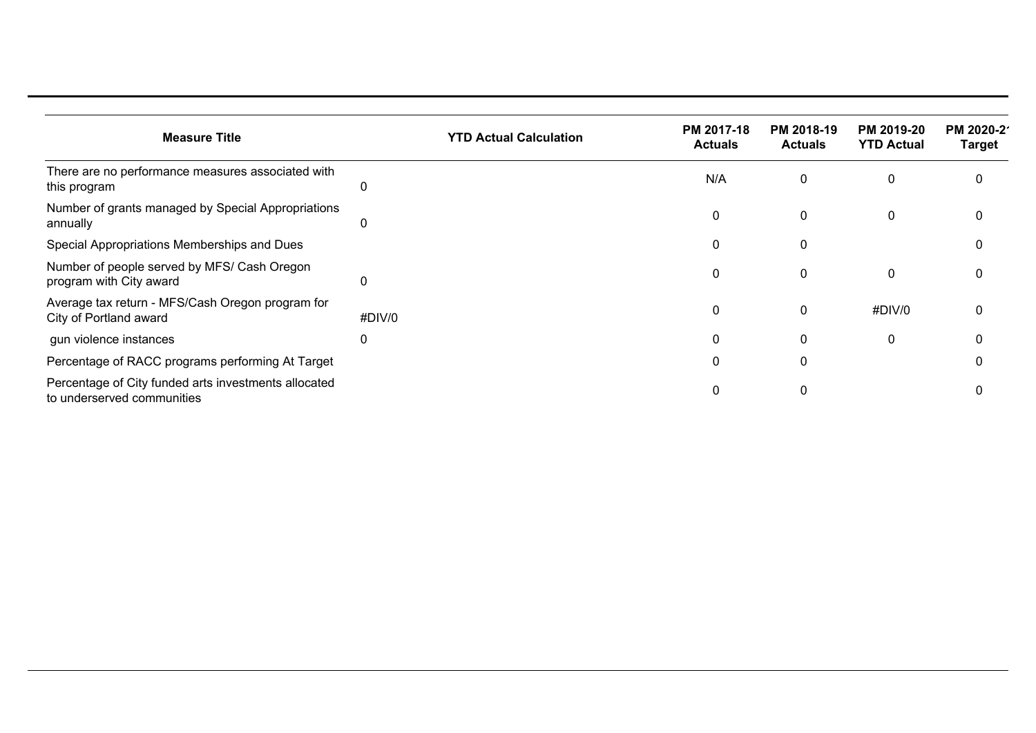| Measure Title | YTD Actual Calculation | PM 2017-18 Actuals | PM 2018-19 Actuals | PM 2019-20 YTD Actual | PM 2020-21 Target |
|---|---|---|---|---|---|
| There are no performance measures associated with this program | 0 | N/A | 0 | 0 | 0 |
| Number of grants managed by Special Appropriations annually | 0 | 0 | 0 | 0 | 0 |
| Special Appropriations Memberships and Dues | | 0 | 0 | | 0 |
| Number of people served by MFS/ Cash Oregon program with City award | 0 | 0 | 0 | 0 | 0 |
| Average tax return - MFS/Cash Oregon program for City of Portland award | #DIV/0 | 0 | 0 | #DIV/0 | 0 |
| gun violence instances | 0 | 0 | 0 | 0 | 0 |
| Percentage of RACC programs performing At Target | | 0 | 0 | | 0 |
| Percentage of City funded arts investments allocated to underserved communities | | 0 | 0 | | 0 |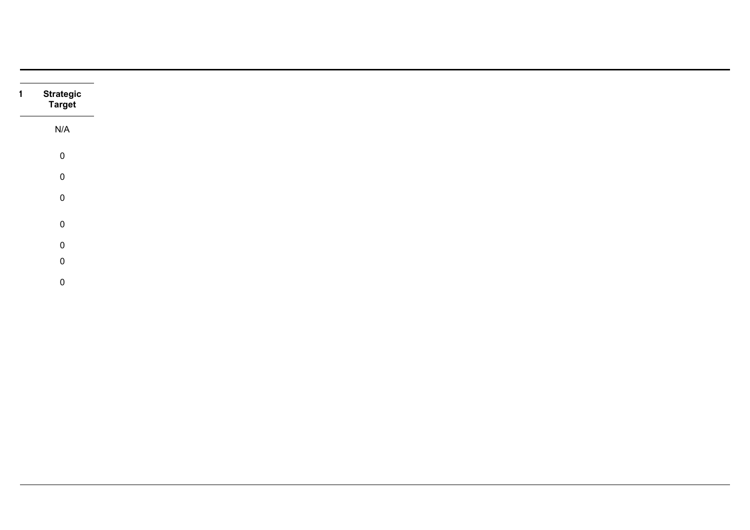| 1 | Strategic Target |
|---|---|
| | N/A |
| | 0 |
| | 0 |
| | 0 |
| | 0 |
| | 0 |
| | 0 |
| | 0 |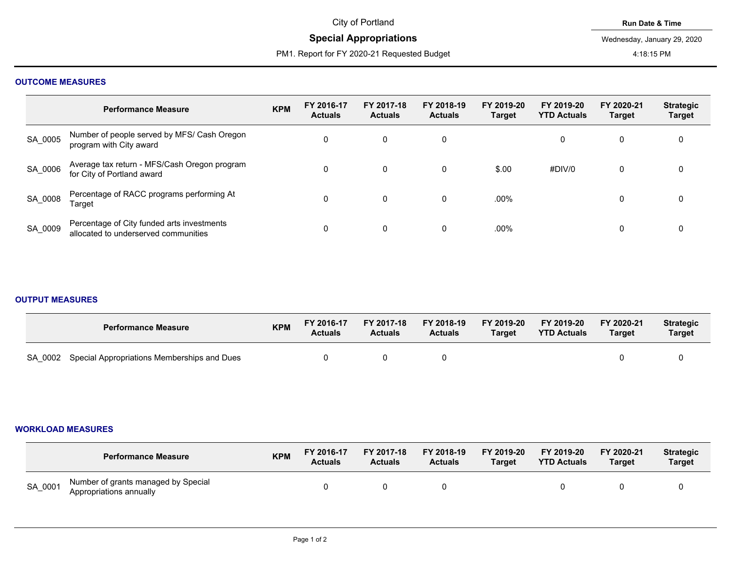City of Portland

# Special Appropriations

PM1. Report for FY 2020-21 Requested Budget

**Run Date & Time**

Wednesday, January 29, 2020

4:18:15 PM

## OUTCOME MEASURES

| | Performance Measure | KPM | FY 2016-17 Actuals | FY 2017-18 Actuals | FY 2018-19 Actuals | FY 2019-20 Target | FY 2019-20 YTD Actuals | FY 2020-21 Target | Strategic Target |
|---|---|---|---|---|---|---|---|---|---|
| SA_0005 | Number of people served by MFS/ Cash Oregon program with City award | | 0 | 0 | 0 | | 0 | 0 | 0 |
| SA_0006 | Average tax return - MFS/Cash Oregon program for City of Portland award | | 0 | 0 | 0 | $.00 | #DIV/0 | 0 | 0 |
| SA_0008 | Percentage of RACC programs performing At Target | | 0 | 0 | 0 | .00% | | 0 | 0 |
| SA_0009 | Percentage of City funded arts investments allocated to underserved communities | | 0 | 0 | 0 | .00% | | 0 | 0 |

## OUTPUT MEASURES

| | Performance Measure | KPM | FY 2016-17 Actuals | FY 2017-18 Actuals | FY 2018-19 Actuals | FY 2019-20 Target | FY 2019-20 YTD Actuals | FY 2020-21 Target | Strategic Target |
|---|---|---|---|---|---|---|---|---|---|
| SA_0002 | Special Appropriations Memberships and Dues | | 0 | 0 | 0 | | | 0 | 0 |

## WORKLOAD MEASURES

| | Performance Measure | KPM | FY 2016-17 Actuals | FY 2017-18 Actuals | FY 2018-19 Actuals | FY 2019-20 Target | FY 2019-20 YTD Actuals | FY 2020-21 Target | Strategic Target |
|---|---|---|---|---|---|---|---|---|---|
| SA_0001 | Number of grants managed by Special Appropriations annually | | 0 | 0 | 0 | | 0 | 0 | 0 |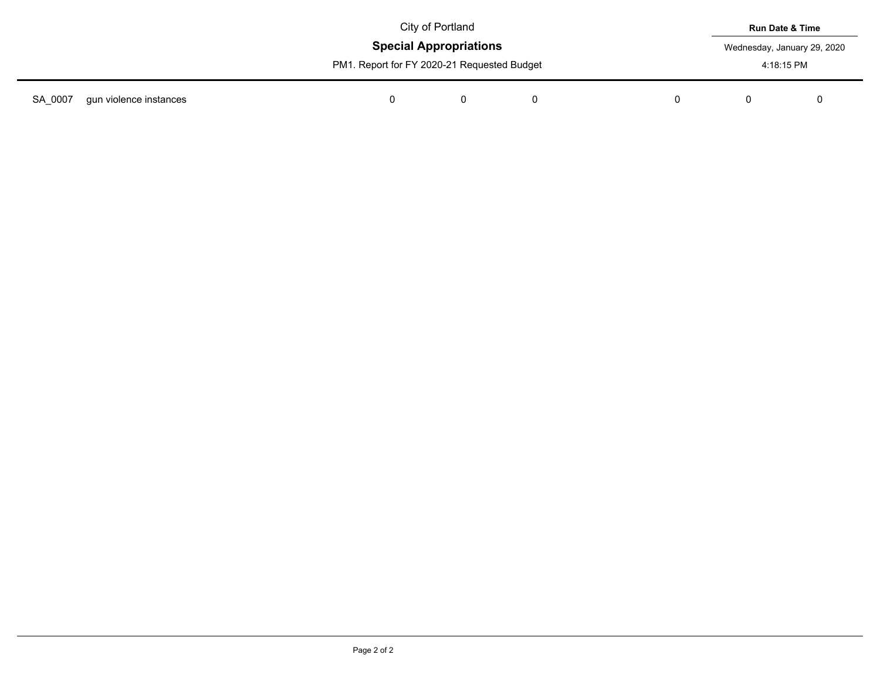City of Portland

# Special Appropriations

PM1. Report for FY 2020-21 Requested Budget

**Run Date & Time**

Wednesday, January 29, 2020

4:18:15 PM

| | | | | | | | |
|---|---|---|---|---|---|---|---|
| SA_0007 | gun violence instances | 0 | 0 | 0 | 0 | 0 | 0 |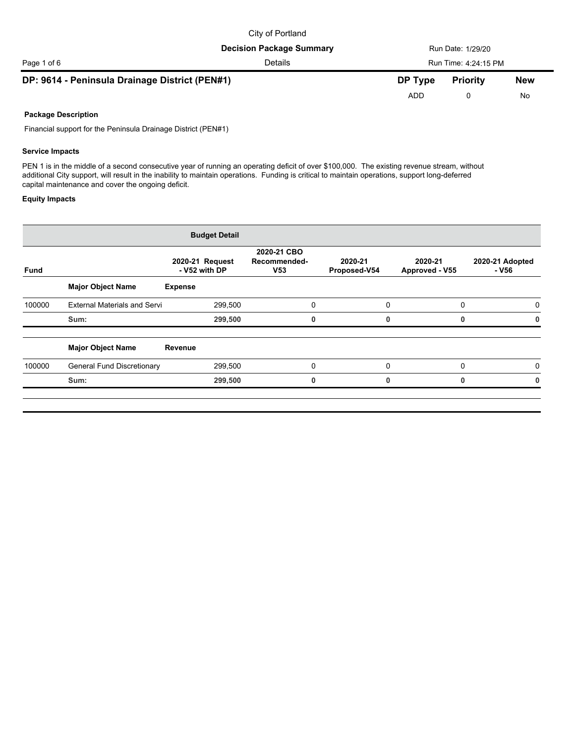City of Portland

**Decision Package Summary**

Details

Run Date: 1/29/20

Run Time: 4:24:15 PM

## DP: 9614 - Peninsula Drainage District (PEN#1)

| DP Type | Priority | New |
|---|---|---|
| ADD | 0 | No |

**Package Description**

Financial support for the Peninsula Drainage District (PEN#1)

**Service Impacts**

PEN 1 is in the middle of a second consecutive year of running an operating deficit of over $100,000. The existing revenue stream, without additional City support, will result in the inability to maintain operations. Funding is critical to maintain operations, support long-deferred capital maintenance and cover the ongoing deficit.

**Equity Impacts**

**Budget Detail**

| Fund | | 2020-21 Request - V52 with DP | 2020-21 CBO Recommended-V53 | 2020-21 Proposed-V54 | 2020-21 Approved - V55 | 2020-21 Adopted - V56 |
|---|---|---|---|---|---|---|
| | **Major Object Name** | **Expense** | | | | |
| 100000 | External Materials and Servi | 299,500 | 0 | 0 | 0 | 0 |
| | **Sum:** | **299,500** | **0** | **0** | **0** | **0** |
| | **Major Object Name** | **Revenue** | | | | |
| 100000 | General Fund Discretionary | 299,500 | 0 | 0 | 0 | 0 |
| | **Sum:** | **299,500** | **0** | **0** | **0** | **0** |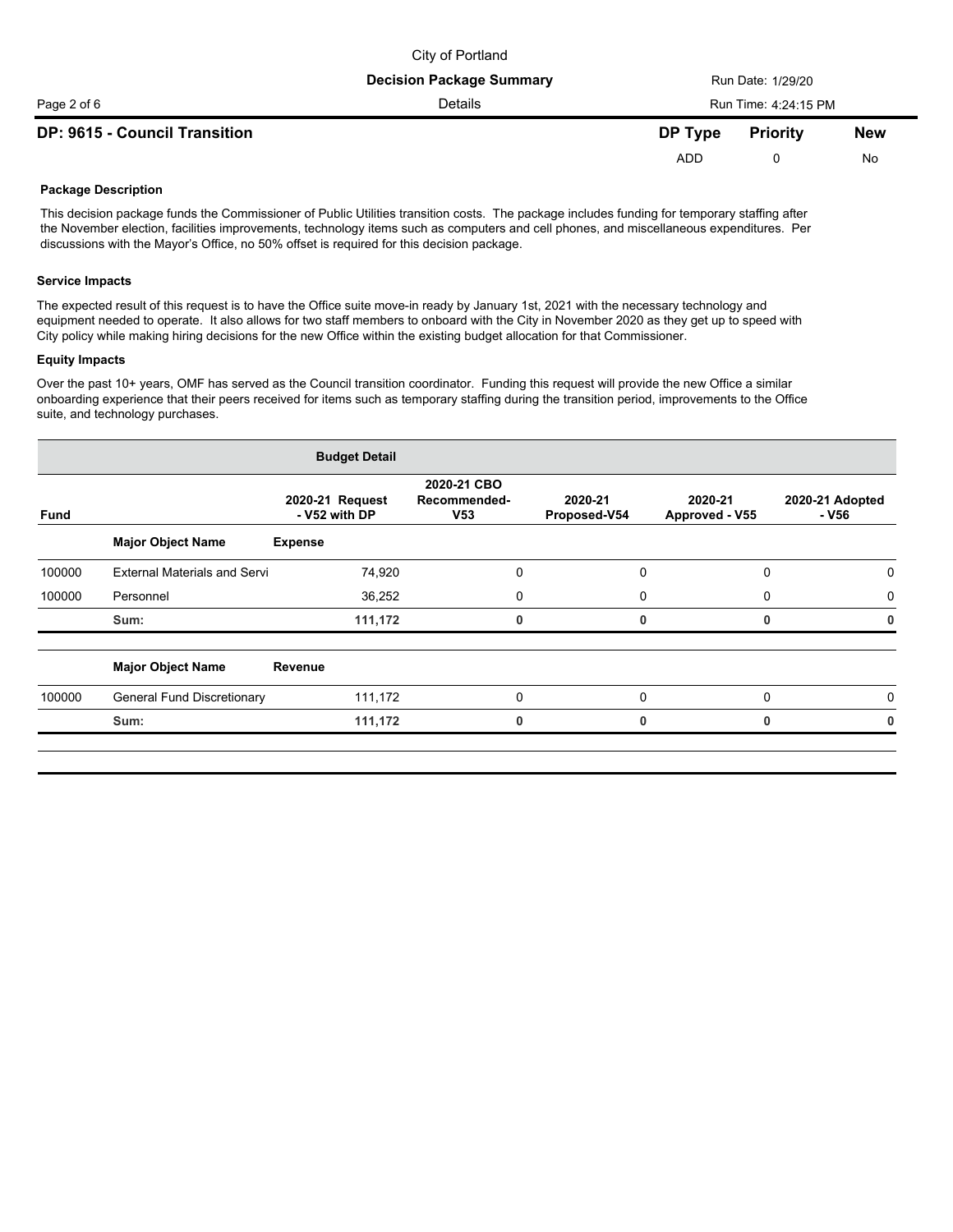City of Portland

**Decision Package Summary**

Details

## DP: 9615 - Council Transition

| DP Type | Priority | New |
|---|---|---|
| ADD | 0 | No |

**Package Description**

This decision package funds the Commissioner of Public Utilities transition costs. The package includes funding for temporary staffing after the November election, facilities improvements, technology items such as computers and cell phones, and miscellaneous expenditures. Per discussions with the Mayor's Office, no 50% offset is required for this decision package.

**Service Impacts**

The expected result of this request is to have the Office suite move-in ready by January 1st, 2021 with the necessary technology and equipment needed to operate. It also allows for two staff members to onboard with the City in November 2020 as they get up to speed with City policy while making hiring decisions for the new Office within the existing budget allocation for that Commissioner.

**Equity Impacts**

Over the past 10+ years, OMF has served as the Council transition coordinator. Funding this request will provide the new Office a similar onboarding experience that their peers received for items such as temporary staffing during the transition period, improvements to the Office suite, and technology purchases.

**Budget Detail**

| Fund | | 2020-21 Request - V52 with DP | 2020-21 CBO Recommended-V53 | 2020-21 Proposed-V54 | 2020-21 Approved - V55 | 2020-21 Adopted - V56 |
|---|---|---|---|---|---|---|
| | **Major Object Name** | **Expense** | | | | |
| 100000 | External Materials and Servi | 74,920 | 0 | 0 | 0 | 0 |
| 100000 | Personnel | 36,252 | 0 | 0 | 0 | 0 |
| | **Sum:** | **111,172** | **0** | **0** | **0** | **0** |
| | **Major Object Name** | **Revenue** | | | | |
| 100000 | General Fund Discretionary | 111,172 | 0 | 0 | 0 | 0 |
| | **Sum:** | **111,172** | **0** | **0** | **0** | **0** |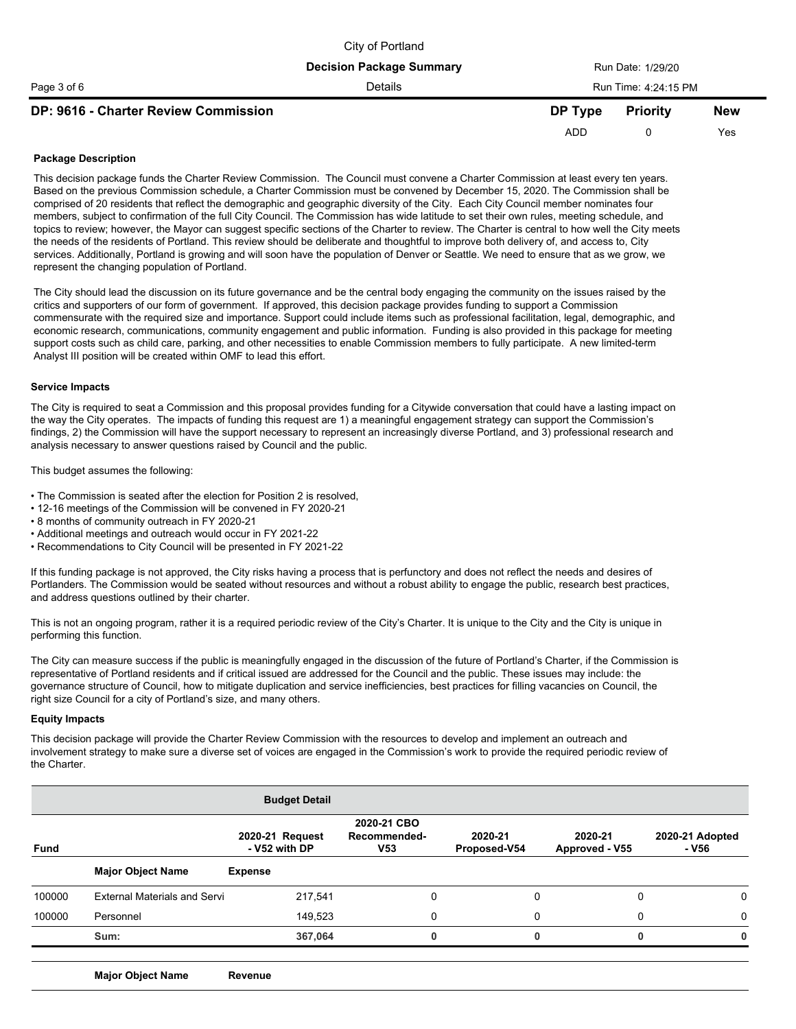## DP: 9616 - Charter Review Commission

| DP Type | Priority | New |
|---|---|---|
| ADD | 0 | Yes |

**Package Description**

This decision package funds the Charter Review Commission. The Council must convene a Charter Commission at least every ten years. Based on the previous Commission schedule, a Charter Commission must be convened by December 15, 2020. The Commission shall be comprised of 20 residents that reflect the demographic and geographic diversity of the City. Each City Council member nominates four members, subject to confirmation of the full City Council. The Commission has wide latitude to set their own rules, meeting schedule, and topics to review; however, the Mayor can suggest specific sections of the Charter to review. The Charter is central to how well the City meets the needs of the residents of Portland. This review should be deliberate and thoughtful to improve both delivery of, and access to, City services. Additionally, Portland is growing and will soon have the population of Denver or Seattle. We need to ensure that as we grow, we represent the changing population of Portland.

The City should lead the discussion on its future governance and be the central body engaging the community on the issues raised by the critics and supporters of our form of government. If approved, this decision package provides funding to support a Commission commensurate with the required size and importance. Support could include items such as professional facilitation, legal, demographic, and economic research, communications, community engagement and public information. Funding is also provided in this package for meeting support costs such as child care, parking, and other necessities to enable Commission members to fully participate. A new limited-term Analyst III position will be created within OMF to lead this effort.

**Service Impacts**

The City is required to seat a Commission and this proposal provides funding for a Citywide conversation that could have a lasting impact on the way the City operates. The impacts of funding this request are 1) a meaningful engagement strategy can support the Commission's findings, 2) the Commission will have the support necessary to represent an increasingly diverse Portland, and 3) professional research and analysis necessary to answer questions raised by Council and the public.

This budget assumes the following:

- The Commission is seated after the election for Position 2 is resolved,
- 12-16 meetings of the Commission will be convened in FY 2020-21
- 8 months of community outreach in FY 2020-21
- Additional meetings and outreach would occur in FY 2021-22
- Recommendations to City Council will be presented in FY 2021-22

If this funding package is not approved, the City risks having a process that is perfunctory and does not reflect the needs and desires of Portlanders. The Commission would be seated without resources and without a robust ability to engage the public, research best practices, and address questions outlined by their charter.

This is not an ongoing program, rather it is a required periodic review of the City's Charter. It is unique to the City and the City is unique in performing this function.

The City can measure success if the public is meaningfully engaged in the discussion of the future of Portland's Charter, if the Commission is representative of Portland residents and if critical issued are addressed for the Council and the public. These issues may include: the governance structure of Council, how to mitigate duplication and service inefficiencies, best practices for filling vacancies on Council, the right size Council for a city of Portland's size, and many others.

**Equity Impacts**

This decision package will provide the Charter Review Commission with the resources to develop and implement an outreach and involvement strategy to make sure a diverse set of voices are engaged in the Commission's work to provide the required periodic review of the Charter.

**Budget Detail**

| Fund | | 2020-21 Request - V52 with DP | 2020-21 CBO Recommended-V53 | 2020-21 Proposed-V54 | 2020-21 Approved - V55 | 2020-21 Adopted - V56 |
|---|---|---|---|---|---|---|
| | **Major Object Name** | **Expense** | | | | |
| 100000 | External Materials and Servi | 217,541 | 0 | 0 | 0 | 0 |
| 100000 | Personnel | 149,523 | 0 | 0 | 0 | 0 |
| | **Sum:** | **367,064** | **0** | **0** | **0** | **0** |
| | **Major Object Name** | **Revenue** | | | | |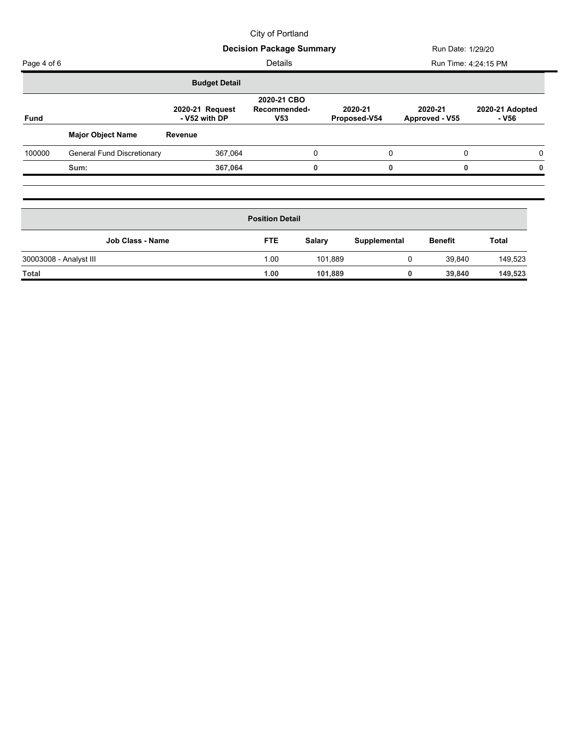City of Portland

**Decision Package Summary**

Run Date: 1/29/20

Details

Run Time: 4:24:15 PM

### Budget Detail

| Fund | | 2020-21 Request - V52 with DP | 2020-21 CBO Recommended-V53 | 2020-21 Proposed-V54 | 2020-21 Approved - V55 | 2020-21 Adopted - V56 |
|---|---|---|---|---|---|---|
| | **Major Object Name** | **Revenue** | | | | |
| 100000 | General Fund Discretionary | 367,064 | 0 | 0 | 0 | 0 |
| | **Sum:** | **367,064** | **0** | **0** | **0** | **0** |

### Position Detail

| Job Class - Name | FTE | Salary | Supplemental | Benefit | Total |
|---|---|---|---|---|---|
| 30003008 - Analyst III | 1.00 | 101,889 | 0 | 39,840 | 149,523 |
| **Total** | **1.00** | **101,889** | **0** | **39,840** | **149,523** |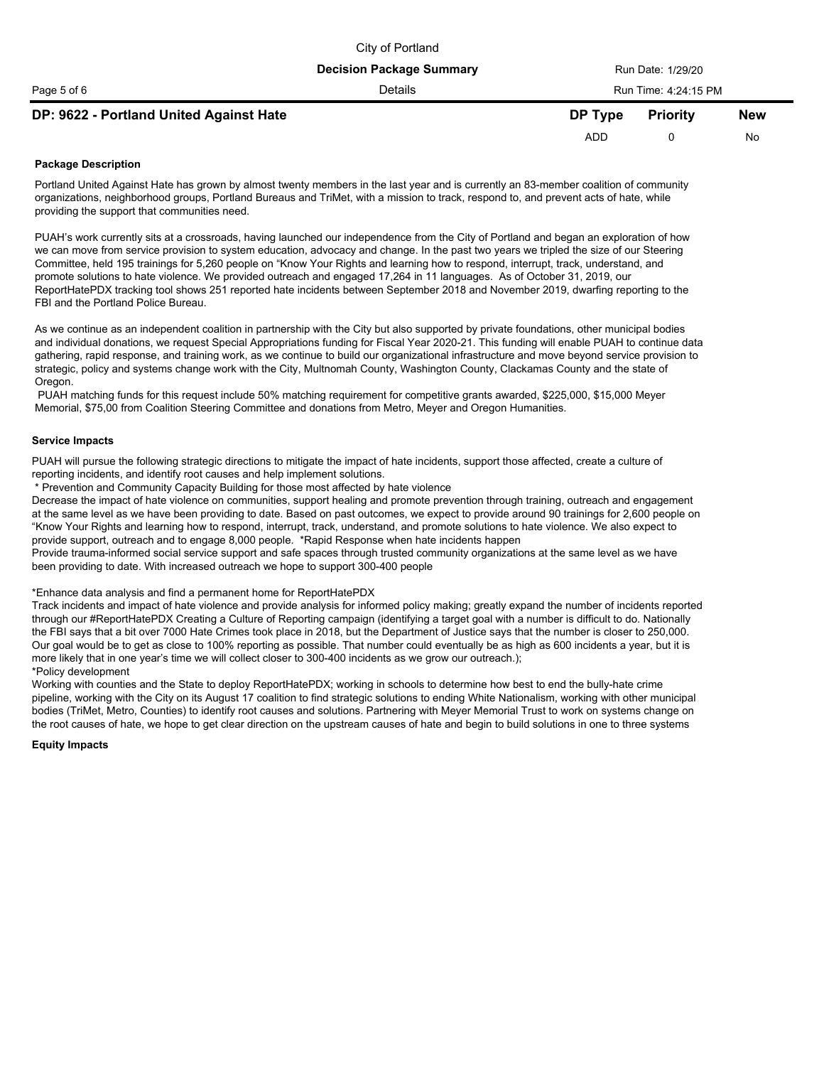City of Portland

**Decision Package Summary**

Details

Run Date: 1/29/20

Run Time: 4:24:15 PM

| DP: 9622 - Portland United Against Hate | DP Type | Priority | New |
|---|---|---|---|
| | ADD | 0 | No |

**Package Description**

Portland United Against Hate has grown by almost twenty members in the last year and is currently an 83-member coalition of community organizations, neighborhood groups, Portland Bureaus and TriMet, with a mission to track, respond to, and prevent acts of hate, while providing the support that communities need.

PUAH's work currently sits at a crossroads, having launched our independence from the City of Portland and began an exploration of how we can move from service provision to system education, advocacy and change. In the past two years we tripled the size of our Steering Committee, held 195 trainings for 5,260 people on "Know Your Rights and learning how to respond, interrupt, track, understand, and promote solutions to hate violence. We provided outreach and engaged 17,264 in 11 languages. As of October 31, 2019, our ReportHatePDX tracking tool shows 251 reported hate incidents between September 2018 and November 2019, dwarfing reporting to the FBI and the Portland Police Bureau.

As we continue as an independent coalition in partnership with the City but also supported by private foundations, other municipal bodies and individual donations, we request Special Appropriations funding for Fiscal Year 2020-21. This funding will enable PUAH to continue data gathering, rapid response, and training work, as we continue to build our organizational infrastructure and move beyond service provision to strategic, policy and systems change work with the City, Multnomah County, Washington County, Clackamas County and the state of Oregon.

PUAH matching funds for this request include 50% matching requirement for competitive grants awarded, $225,000, $15,000 Meyer Memorial, $75,00 from Coalition Steering Committee and donations from Metro, Meyer and Oregon Humanities.

**Service Impacts**

PUAH will pursue the following strategic directions to mitigate the impact of hate incidents, support those affected, create a culture of reporting incidents, and identify root causes and help implement solutions.

* Prevention and Community Capacity Building for those most affected by hate violence

Decrease the impact of hate violence on communities, support healing and promote prevention through training, outreach and engagement at the same level as we have been providing to date. Based on past outcomes, we expect to provide around 90 trainings for 2,600 people on "Know Your Rights and learning how to respond, interrupt, track, understand, and promote solutions to hate violence. We also expect to provide support, outreach and to engage 8,000 people. *Rapid Response when hate incidents happen

Provide trauma-informed social service support and safe spaces through trusted community organizations at the same level as we have been providing to date. With increased outreach we hope to support 300-400 people

*Enhance data analysis and find a permanent home for ReportHatePDX

Track incidents and impact of hate violence and provide analysis for informed policy making; greatly expand the number of incidents reported through our #ReportHatePDX Creating a Culture of Reporting campaign (identifying a target goal with a number is difficult to do. Nationally the FBI says that a bit over 7000 Hate Crimes took place in 2018, but the Department of Justice says that the number is closer to 250,000. Our goal would be to get as close to 100% reporting as possible. That number could eventually be as high as 600 incidents a year, but it is more likely that in one year's time we will collect closer to 300-400 incidents as we grow our outreach.);

*Policy development

Working with counties and the State to deploy ReportHatePDX; working in schools to determine how best to end the bully-hate crime pipeline, working with the City on its August 17 coalition to find strategic solutions to ending White Nationalism, working with other municipal bodies (TriMet, Metro, Counties) to identify root causes and solutions. Partnering with Meyer Memorial Trust to work on systems change on the root causes of hate, we hope to get clear direction on the upstream causes of hate and begin to build solutions in one to three systems

**Equity Impacts**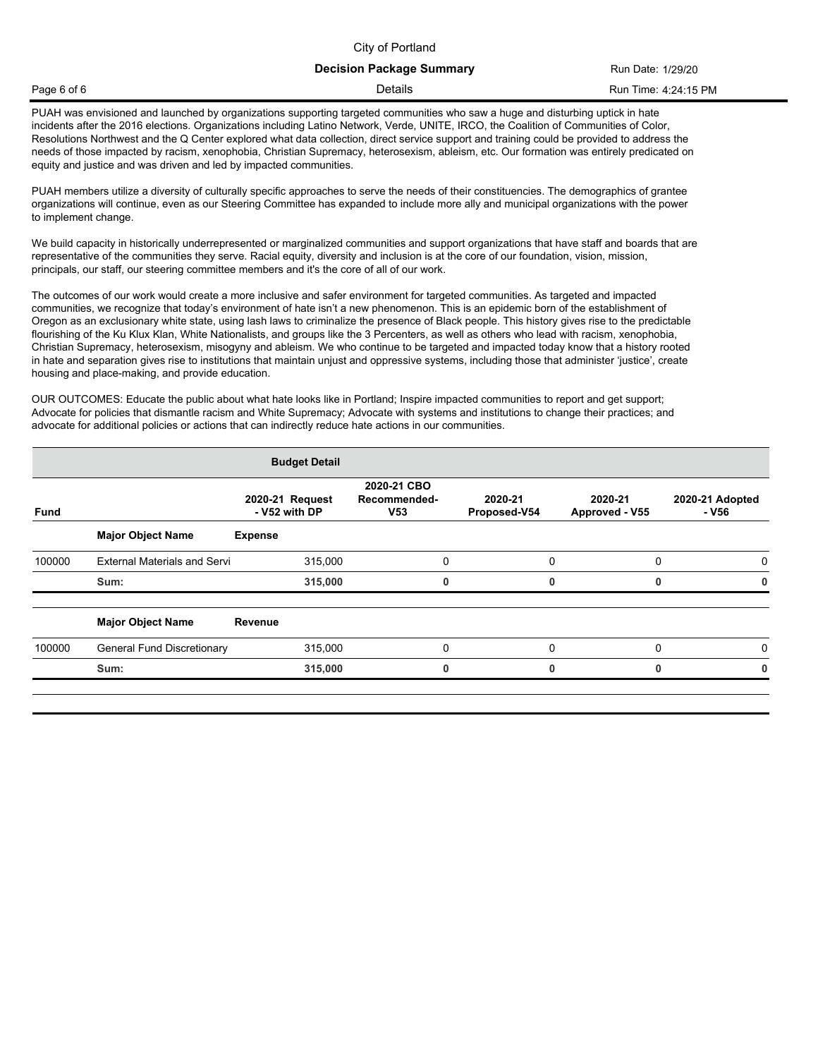PUAH was envisioned and launched by organizations supporting targeted communities who saw a huge and disturbing uptick in hate incidents after the 2016 elections. Organizations including Latino Network, Verde, UNITE, IRCO, the Coalition of Communities of Color, Resolutions Northwest and the Q Center explored what data collection, direct service support and training could be provided to address the needs of those impacted by racism, xenophobia, Christian Supremacy, heterosexism, ableism, etc. Our formation was entirely predicated on equity and justice and was driven and led by impacted communities.

PUAH members utilize a diversity of culturally specific approaches to serve the needs of their constituencies. The demographics of grantee organizations will continue, even as our Steering Committee has expanded to include more ally and municipal organizations with the power to implement change.

We build capacity in historically underrepresented or marginalized communities and support organizations that have staff and boards that are representative of the communities they serve. Racial equity, diversity and inclusion is at the core of our foundation, vision, mission, principals, our staff, our steering committee members and it's the core of all of our work.

The outcomes of our work would create a more inclusive and safer environment for targeted communities. As targeted and impacted communities, we recognize that today's environment of hate isn't a new phenomenon. This is an epidemic born of the establishment of Oregon as an exclusionary white state, using lash laws to criminalize the presence of Black people. This history gives rise to the predictable flourishing of the Ku Klux Klan, White Nationalists, and groups like the 3 Percenters, as well as others who lead with racism, xenophobia, Christian Supremacy, heterosexism, misogyny and ableism. We who continue to be targeted and impacted today know that a history rooted in hate and separation gives rise to institutions that maintain unjust and oppressive systems, including those that administer 'justice', create housing and place-making, and provide education.

OUR OUTCOMES: Educate the public about what hate looks like in Portland; Inspire impacted communities to report and get support; Advocate for policies that dismantle racism and White Supremacy; Advocate with systems and institutions to change their practices; and advocate for additional policies or actions that can indirectly reduce hate actions in our communities.

**Budget Detail**

| Fund | | 2020-21 Request - V52 with DP | 2020-21 CBO Recommended-V53 | 2020-21 Proposed-V54 | 2020-21 Approved - V55 | 2020-21 Adopted - V56 |
|---|---|---|---|---|---|---|
| | **Major Object Name** | **Expense** | | | | |
| 100000 | External Materials and Servi | 315,000 | 0 | 0 | 0 | 0 |
| | **Sum:** | **315,000** | **0** | **0** | **0** | **0** |
| | **Major Object Name** | **Revenue** | | | | |
| 100000 | General Fund Discretionary | 315,000 | 0 | 0 | 0 | 0 |
| | **Sum:** | **315,000** | **0** | **0** | **0** | **0** |